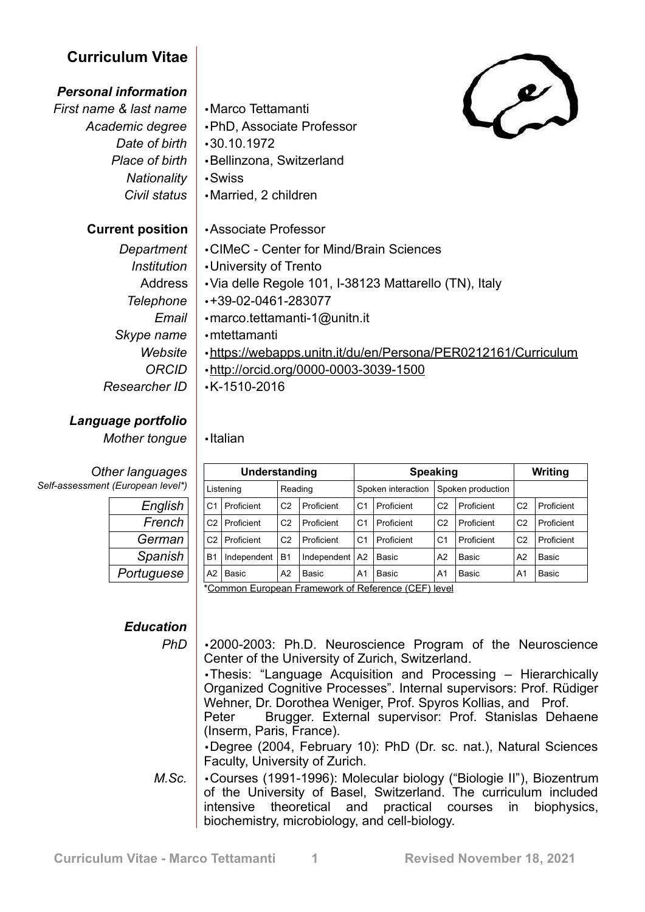# Curriculum Vitae

## *Personal information*

- *First name & last name*: Marco Tettamanti
- *Academic degree*: PhD, Associate Professor
- *Date of birth*: 30.10.1972
- *Place of birth*: Bellinzona, Switzerland
- *Nationality*: Swiss
- *Civil status*: Married, 2 children

## Current position

- Associate Professor
- *Department*: CIMeC - Center for Mind/Brain Sciences
- *Institution*: University of Trento
- Address: Via delle Regole 101, I-38123 Mattarello (TN), Italy
- *Telephone*: +39-02-0461-283077
- *Email*: marco.tettamanti-1@unitn.it
- *Skype name*: mtettamanti
- *Website*: https://webapps.unitn.it/du/en/Persona/PER0212161/Curriculum
- *ORCID*: http://orcid.org/0000-0003-3039-1500
- *Researcher ID*: K-1510-2016

## *Language portfolio*

*Mother tongue*: Italian

*Other languages*
*Self-assessment (European level*)*

| | Understanding | | | | Speaking | | | | Writing | |
|---|---|---|---|---|---|---|---|---|---|---|
| | Listening | | Reading | | Spoken interaction | | Spoken production | | | |
| *English* | C1 | Proficient | C2 | Proficient | C1 | Proficient | C2 | Proficient | C2 | Proficient |
| *French* | C2 | Proficient | C2 | Proficient | C1 | Proficient | C2 | Proficient | C2 | Proficient |
| *German* | C2 | Proficient | C2 | Proficient | C1 | Proficient | C1 | Proficient | C2 | Proficient |
| *Spanish* | B1 | Independent | B1 | Independent | A2 | Basic | A2 | Basic | A2 | Basic |
| *Portuguese* | A2 | Basic | A2 | Basic | A1 | Basic | A1 | Basic | A1 | Basic |

*Common European Framework of Reference (CEF) level

## *Education*

*PhD*

- 2000-2003: Ph.D. Neuroscience Program of the Neuroscience Center of the University of Zurich, Switzerland.
- Thesis: "Language Acquisition and Processing – Hierarchically Organized Cognitive Processes". Internal supervisors: Prof. Rüdiger Wehner, Dr. Dorothea Weniger, Prof. Spyros Kollias, and Prof. Peter Brugger. External supervisor: Prof. Stanislas Dehaene (Inserm, Paris, France).
- Degree (2004, February 10): PhD (Dr. sc. nat.), Natural Sciences Faculty, University of Zurich.

*M.Sc.*

- Courses (1991-1996): Molecular biology ("Biologie II"), Biozentrum of the University of Basel, Switzerland. The curriculum included intensive theoretical and practical courses in biophysics, biochemistry, microbiology, and cell-biology.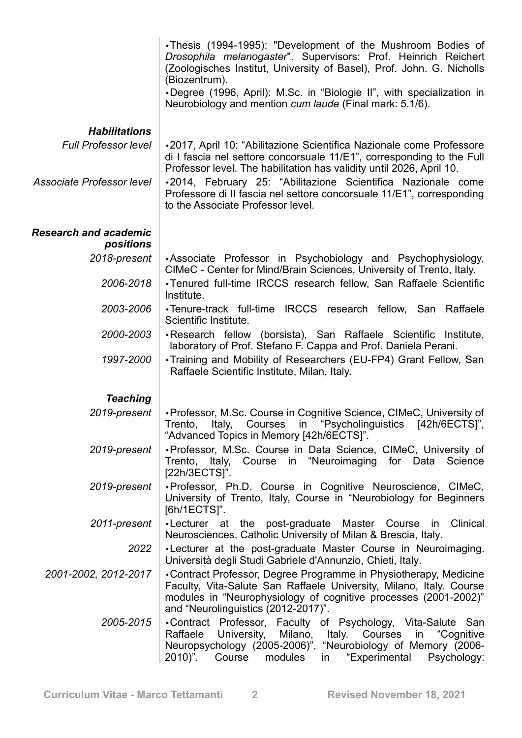- Thesis (1994-1995): "Development of the Mushroom Bodies of *Drosophila melanogaster*". Supervisors: Prof. Heinrich Reichert (Zoologisches Institut, University of Basel), Prof. John. G. Nicholls (Biozentrum).
- Degree (1996, April): M.Sc. in "Biologie II", with specialization in Neurobiology and mention *cum laude* (Final mark: 5.1/6).

### *Habilitations*

*Full Professor level*

- 2017, April 10: "Abilitazione Scientifica Nazionale come Professore di I fascia nel settore concorsuale 11/E1", corresponding to the Full Professor level. The habilitation has validity until 2026, April 10.

*Associate Professor level*

- 2014, February 25: "Abilitazione Scientifica Nazionale come Professore di II fascia nel settore concorsuale 11/E1", corresponding to the Associate Professor level.

### *Research and academic positions*

*2018-present*
- Associate Professor in Psychobiology and Psychophysiology, CIMeC - Center for Mind/Brain Sciences, University of Trento, Italy.

*2006-2018*
- Tenured full-time IRCCS research fellow, San Raffaele Scientific Institute.

*2003-2006*
- Tenure-track full-time IRCCS research fellow, San Raffaele Scientific Institute.

*2000-2003*
- Research fellow (borsista), San Raffaele Scientific Institute, laboratory of Prof. Stefano F. Cappa and Prof. Daniela Perani.

*1997-2000*
- Training and Mobility of Researchers (EU-FP4) Grant Fellow, San Raffaele Scientific Institute, Milan, Italy.

### *Teaching*

*2019-present*
- Professor, M.Sc. Course in Cognitive Science, CIMeC, University of Trento, Italy, Courses in "Psycholinguistics [42h/6ECTS]", "Advanced Topics in Memory [42h/6ECTS]".

*2019-present*
- Professor, M.Sc. Course in Data Science, CIMeC, University of Trento, Italy, Course in "Neuroimaging for Data Science [22h/3ECTS]".

*2019-present*
- Professor, Ph.D. Course in Cognitive Neuroscience, CIMeC, University of Trento, Italy, Course in "Neurobiology for Beginners [6h/1ECTS]".

*2011-present*
- Lecturer at the post-graduate Master Course in Clinical Neurosciences. Catholic University of Milan & Brescia, Italy.

*2022*
- Lecturer at the post-graduate Master Course in Neuroimaging. Università degli Studi Gabriele d'Annunzio, Chieti, Italy.

*2001-2002, 2012-2017*
- Contract Professor, Degree Programme in Physiotherapy, Medicine Faculty, Vita-Salute San Raffaele University, Milano, Italy. Course modules in "Neurophysiology of cognitive processes (2001-2002)" and "Neurolinguistics (2012-2017)".

*2005-2015*
- Contract Professor, Faculty of Psychology, Vita-Salute San Raffaele University, Milano, Italy. Courses in "Cognitive Neuropsychology (2005-2006)", "Neurobiology of Memory (2006-2010)". Course modules in "Experimental Psychology: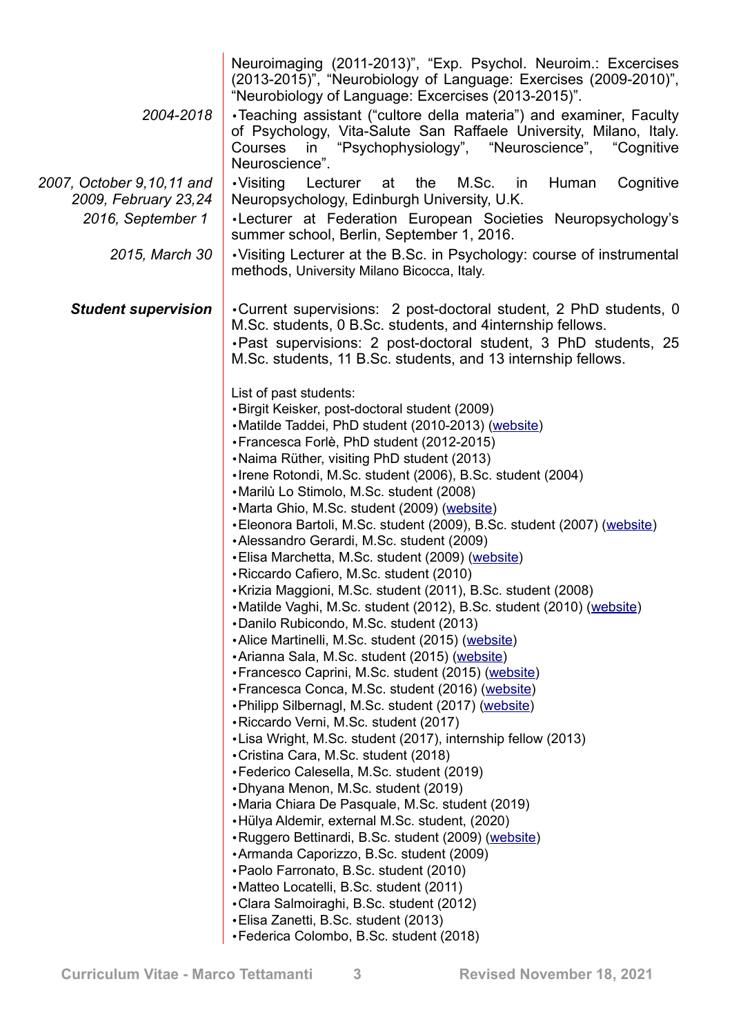Neuroimaging (2011-2013)", "Exp. Psychol. Neuroim.: Excercises (2013-2015)", "Neurobiology of Language: Exercises (2009-2010)", "Neurobiology of Language: Excercises (2013-2015)".

*2004-2018* • Teaching assistant ("cultore della materia") and examiner, Faculty of Psychology, Vita-Salute San Raffaele University, Milano, Italy. Courses in "Psychophysiology", "Neuroscience", "Cognitive Neuroscience".

*2007, October 9,10,11 and 2009, February 23,24* • Visiting Lecturer at the M.Sc. in Human Cognitive Neuropsychology, Edinburgh University, U.K.

*2016, September 1* • Lecturer at Federation European Societies Neuropsychology's summer school, Berlin, September 1, 2016.

*2015, March 30* • Visiting Lecturer at the B.Sc. in Psychology: course of instrumental methods, University Milano Bicocca, Italy.

***Student supervision***

• Current supervisions: 2 post-doctoral student, 2 PhD students, 0 M.Sc. students, 0 B.Sc. students, and 4internship fellows.
• Past supervisions: 2 post-doctoral student, 3 PhD students, 25 M.Sc. students, 11 B.Sc. students, and 13 internship fellows.

List of past students:

- Birgit Keisker, post-doctoral student (2009)
- Matilde Taddei, PhD student (2010-2013) (website)
- Francesca Forlè, PhD student (2012-2015)
- Naima Rüther, visiting PhD student (2013)
- Irene Rotondi, M.Sc. student (2006), B.Sc. student (2004)
- Marilù Lo Stimolo, M.Sc. student (2008)
- Marta Ghio, M.Sc. student (2009) (website)
- Eleonora Bartoli, M.Sc. student (2009), B.Sc. student (2007) (website)
- Alessandro Gerardi, M.Sc. student (2009)
- Elisa Marchetta, M.Sc. student (2009) (website)
- Riccardo Cafiero, M.Sc. student (2010)
- Krizia Maggioni, M.Sc. student (2011), B.Sc. student (2008)
- Matilde Vaghi, M.Sc. student (2012), B.Sc. student (2010) (website)
- Danilo Rubicondo, M.Sc. student (2013)
- Alice Martinelli, M.Sc. student (2015) (website)
- Arianna Sala, M.Sc. student (2015) (website)
- Francesco Caprini, M.Sc. student (2015) (website)
- Francesca Conca, M.Sc. student (2016) (website)
- Philipp Silbernagl, M.Sc. student (2017) (website)
- Riccardo Verni, M.Sc. student (2017)
- Lisa Wright, M.Sc. student (2017), internship fellow (2013)
- Cristina Cara, M.Sc. student (2018)
- Federico Calesella, M.Sc. student (2019)
- Dhyana Menon, M.Sc. student (2019)
- Maria Chiara De Pasquale, M.Sc. student (2019)
- Hülya Aldemir, external M.Sc. student, (2020)
- Ruggero Bettinardi, B.Sc. student (2009) (website)
- Armanda Caporizzo, B.Sc. student (2009)
- Paolo Farronato, B.Sc. student (2010)
- Matteo Locatelli, B.Sc. student (2011)
- Clara Salmoiraghi, B.Sc. student (2012)
- Elisa Zanetti, B.Sc. student (2013)
- Federica Colombo, B.Sc. student (2018)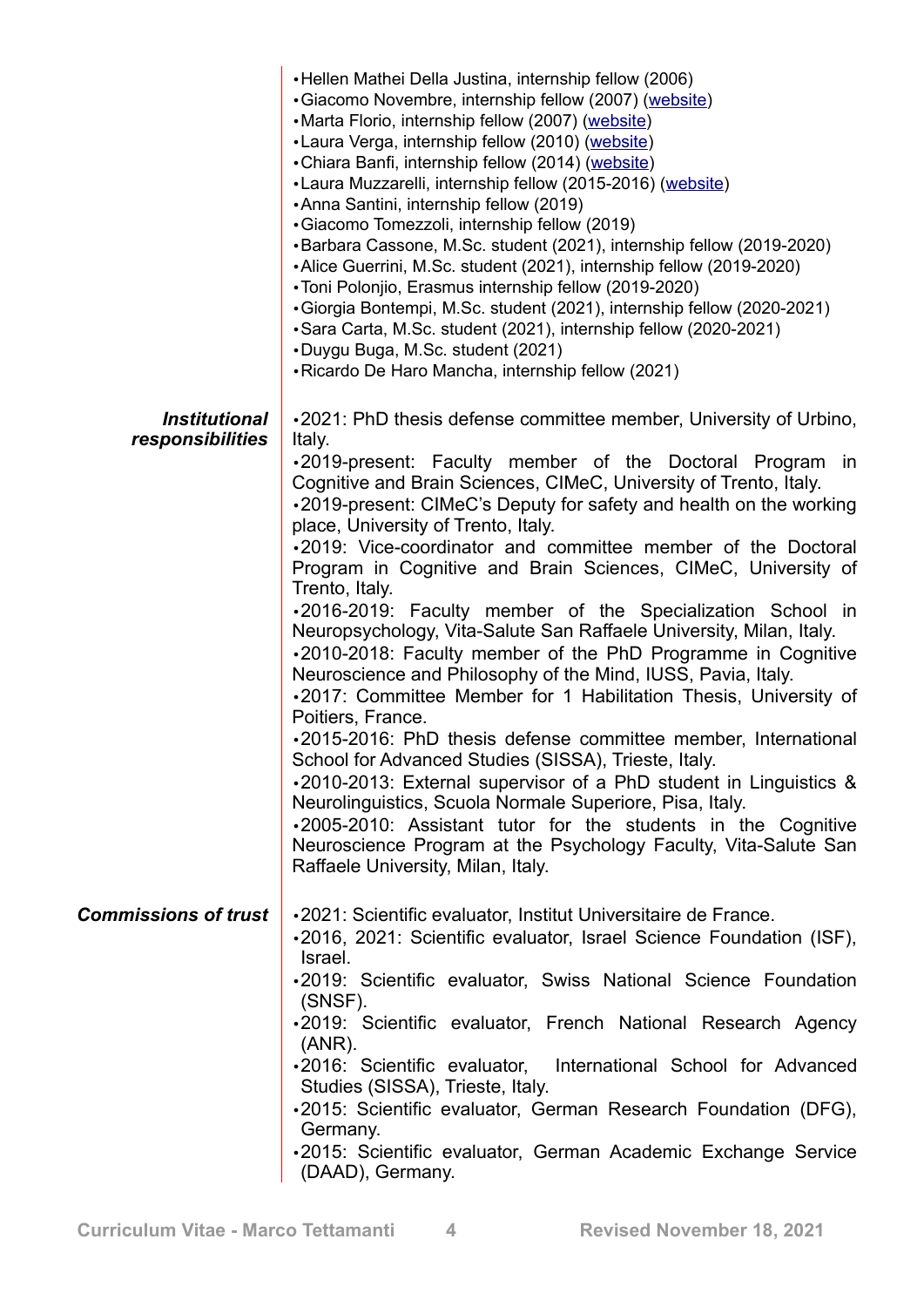- Hellen Mathei Della Justina, internship fellow (2006)
- Giacomo Novembre, internship fellow (2007) (website)
- Marta Florio, internship fellow (2007) (website)
- Laura Verga, internship fellow (2010) (website)
- Chiara Banfi, internship fellow (2014) (website)
- Laura Muzzarelli, internship fellow (2015-2016) (website)
- Anna Santini, internship fellow (2019)
- Giacomo Tomezzoli, internship fellow (2019)
- Barbara Cassone, M.Sc. student (2021), internship fellow (2019-2020)
- Alice Guerrini, M.Sc. student (2021), internship fellow (2019-2020)
- Toni Polonjio, Erasmus internship fellow (2019-2020)
- Giorgia Bontempi, M.Sc. student (2021), internship fellow (2020-2021)
- Sara Carta, M.Sc. student (2021), internship fellow (2020-2021)
- Duygu Buga, M.Sc. student (2021)
- Ricardo De Haro Mancha, internship fellow (2021)

***Institutional responsibilities***

- 2021: PhD thesis defense committee member, University of Urbino, Italy.
- 2019-present: Faculty member of the Doctoral Program in Cognitive and Brain Sciences, CIMeC, University of Trento, Italy.
- 2019-present: CIMeC's Deputy for safety and health on the working place, University of Trento, Italy.
- 2019: Vice-coordinator and committee member of the Doctoral Program in Cognitive and Brain Sciences, CIMeC, University of Trento, Italy.
- 2016-2019: Faculty member of the Specialization School in Neuropsychology, Vita-Salute San Raffaele University, Milan, Italy.
- 2010-2018: Faculty member of the PhD Programme in Cognitive Neuroscience and Philosophy of the Mind, IUSS, Pavia, Italy.
- 2017: Committee Member for 1 Habilitation Thesis, University of Poitiers, France.
- 2015-2016: PhD thesis defense committee member, International School for Advanced Studies (SISSA), Trieste, Italy.
- 2010-2013: External supervisor of a PhD student in Linguistics & Neurolinguistics, Scuola Normale Superiore, Pisa, Italy.
- 2005-2010: Assistant tutor for the students in the Cognitive Neuroscience Program at the Psychology Faculty, Vita-Salute San Raffaele University, Milan, Italy.

***Commissions of trust***

- 2021: Scientific evaluator, Institut Universitaire de France.
- 2016, 2021: Scientific evaluator, Israel Science Foundation (ISF), Israel.
- 2019: Scientific evaluator, Swiss National Science Foundation (SNSF).
- 2019: Scientific evaluator, French National Research Agency (ANR).
- 2016: Scientific evaluator, International School for Advanced Studies (SISSA), Trieste, Italy.
- 2015: Scientific evaluator, German Research Foundation (DFG), Germany.
- 2015: Scientific evaluator, German Academic Exchange Service (DAAD), Germany.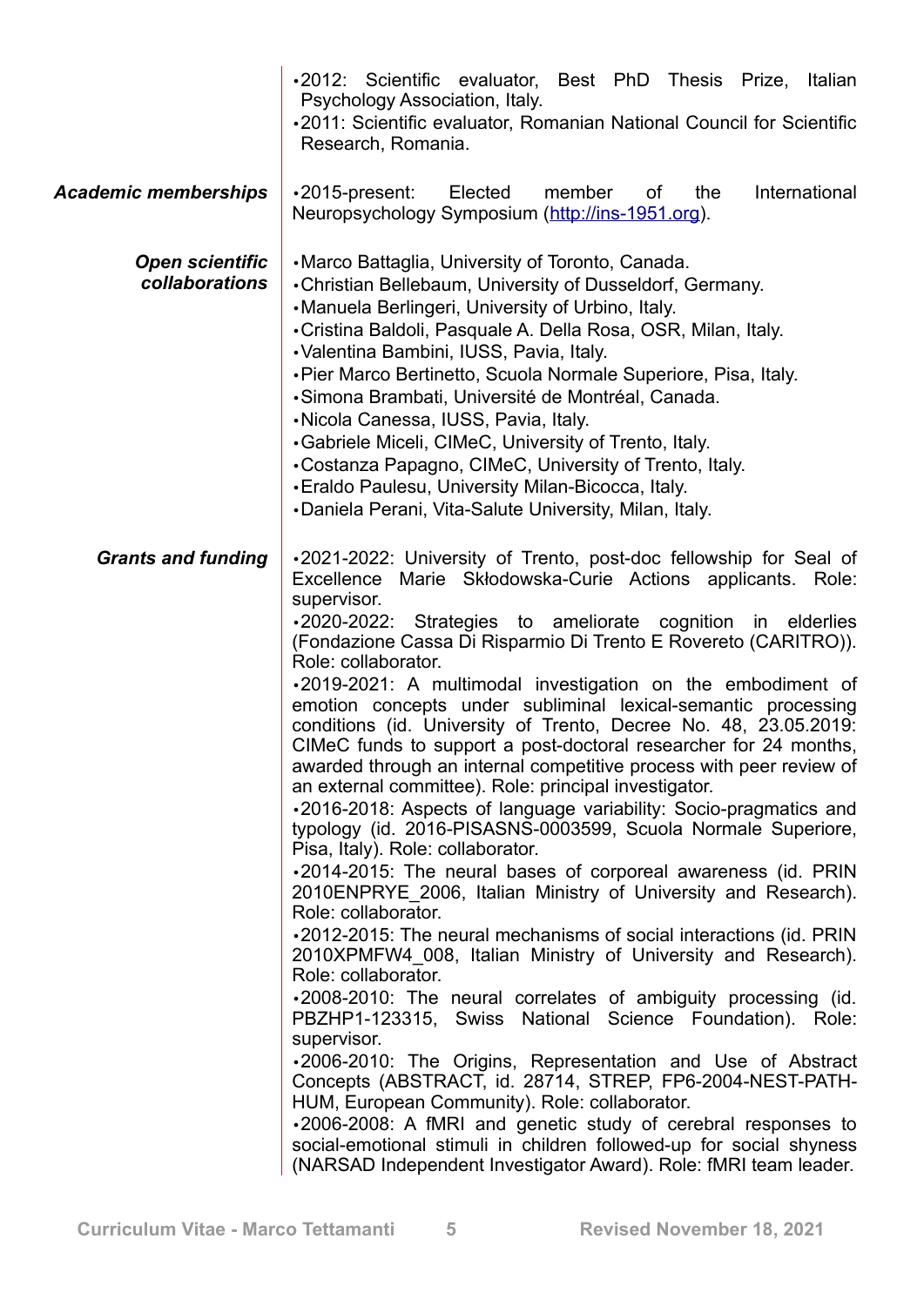- 2012: Scientific evaluator, Best PhD Thesis Prize, Italian Psychology Association, Italy.
- 2011: Scientific evaluator, Romanian National Council for Scientific Research, Romania.

***Academic memberships***

- 2015-present: Elected member of the International Neuropsychology Symposium (http://ins-1951.org).

***Open scientific collaborations***

- Marco Battaglia, University of Toronto, Canada.
- Christian Bellebaum, University of Dusseldorf, Germany.
- Manuela Berlingeri, University of Urbino, Italy.
- Cristina Baldoli, Pasquale A. Della Rosa, OSR, Milan, Italy.
- Valentina Bambini, IUSS, Pavia, Italy.
- Pier Marco Bertinetto, Scuola Normale Superiore, Pisa, Italy.
- Simona Brambati, Université de Montréal, Canada.
- Nicola Canessa, IUSS, Pavia, Italy.
- Gabriele Miceli, CIMeC, University of Trento, Italy.
- Costanza Papagno, CIMeC, University of Trento, Italy.
- Eraldo Paulesu, University Milan-Bicocca, Italy.
- Daniela Perani, Vita-Salute University, Milan, Italy.

***Grants and funding***

- 2021-2022: University of Trento, post-doc fellowship for Seal of Excellence Marie Skłodowska-Curie Actions applicants. Role: supervisor.
- 2020-2022: Strategies to ameliorate cognition in elderlies (Fondazione Cassa Di Risparmio Di Trento E Rovereto (CARITRO)). Role: collaborator.
- 2019-2021: A multimodal investigation on the embodiment of emotion concepts under subliminal lexical-semantic processing conditions (id. University of Trento, Decree No. 48, 23.05.2019: CIMeC funds to support a post-doctoral researcher for 24 months, awarded through an internal competitive process with peer review of an external committee). Role: principal investigator.
- 2016-2018: Aspects of language variability: Socio-pragmatics and typology (id. 2016-PISASNS-0003599, Scuola Normale Superiore, Pisa, Italy). Role: collaborator.
- 2014-2015: The neural bases of corporeal awareness (id. PRIN 2010ENPRYE_2006, Italian Ministry of University and Research). Role: collaborator.
- 2012-2015: The neural mechanisms of social interactions (id. PRIN 2010XPMFW4_008, Italian Ministry of University and Research). Role: collaborator.
- 2008-2010: The neural correlates of ambiguity processing (id. PBZHP1-123315, Swiss National Science Foundation). Role: supervisor.
- 2006-2010: The Origins, Representation and Use of Abstract Concepts (ABSTRACT, id. 28714, STREP, FP6-2004-NEST-PATH-HUM, European Community). Role: collaborator.
- 2006-2008: A fMRI and genetic study of cerebral responses to social-emotional stimuli in children followed-up for social shyness (NARSAD Independent Investigator Award). Role: fMRI team leader.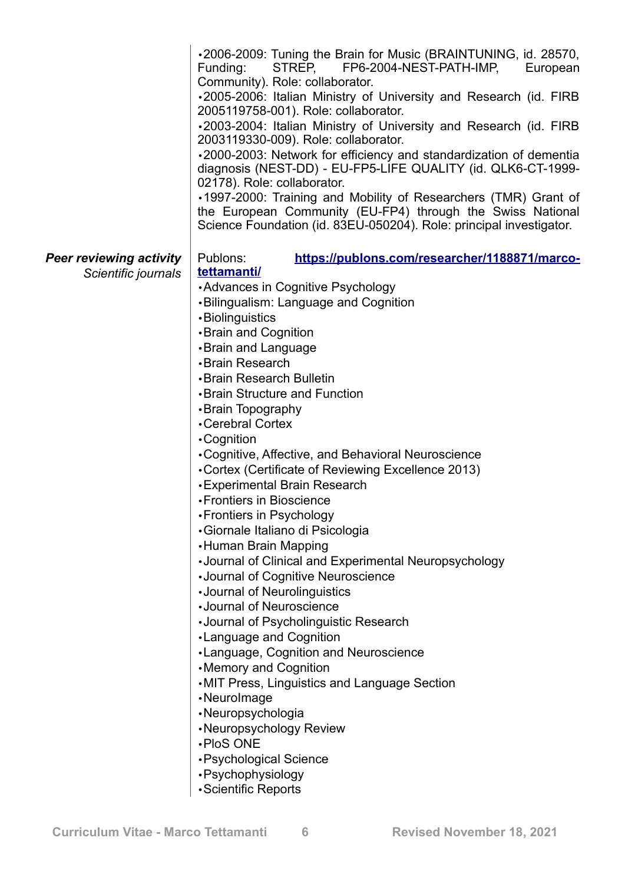- 2006-2009: Tuning the Brain for Music (BRAINTUNING, id. 28570, Funding: STREP, FP6-2004-NEST-PATH-IMP, European Community). Role: collaborator.
- 2005-2006: Italian Ministry of University and Research (id. FIRB 2005119758-001). Role: collaborator.
- 2003-2004: Italian Ministry of University and Research (id. FIRB 2003119330-009). Role: collaborator.
- 2000-2003: Network for efficiency and standardization of dementia diagnosis (NEST-DD) - EU-FP5-LIFE QUALITY (id. QLK6-CT-1999-02178). Role: collaborator.
- 1997-2000: Training and Mobility of Researchers (TMR) Grant of the European Community (EU-FP4) through the Swiss National Science Foundation (id. 83EU-050204). Role: principal investigator.

**Peer reviewing activity**

*Scientific journals*

Publons: **https://publons.com/researcher/1188871/marco-tettamanti/**

- Advances in Cognitive Psychology
- Bilingualism: Language and Cognition
- Biolinguistics
- Brain and Cognition
- Brain and Language
- Brain Research
- Brain Research Bulletin
- Brain Structure and Function
- Brain Topography
- Cerebral Cortex
- Cognition
- Cognitive, Affective, and Behavioral Neuroscience
- Cortex (Certificate of Reviewing Excellence 2013)
- Experimental Brain Research
- Frontiers in Bioscience
- Frontiers in Psychology
- Giornale Italiano di Psicologia
- Human Brain Mapping
- Journal of Clinical and Experimental Neuropsychology
- Journal of Cognitive Neuroscience
- Journal of Neurolinguistics
- Journal of Neuroscience
- Journal of Psycholinguistic Research
- Language and Cognition
- Language, Cognition and Neuroscience
- Memory and Cognition
- MIT Press, Linguistics and Language Section
- NeuroImage
- Neuropsychologia
- Neuropsychology Review
- PloS ONE
- Psychological Science
- Psychophysiology
- Scientific Reports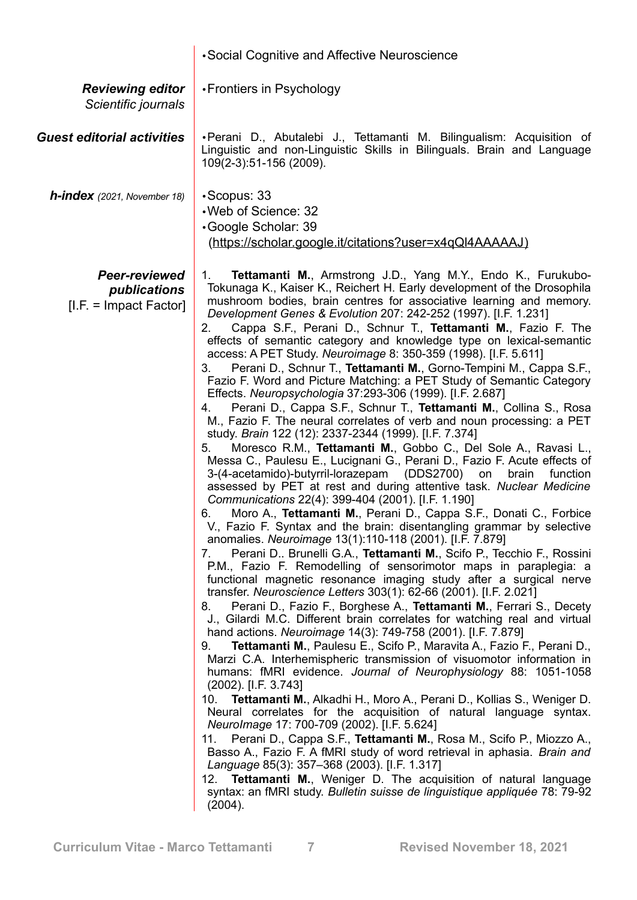- Social Cognitive and Affective Neuroscience

***Reviewing editor***
*Scientific journals*

- Frontiers in Psychology

***Guest editorial activities***

- Perani D., Abutalebi J., Tettamanti M. Bilingualism: Acquisition of Linguistic and non-Linguistic Skills in Bilinguals. Brain and Language 109(2-3):51-156 (2009).

***h-index*** *(2021, November 18)*

- Scopus: 33
- Web of Science: 32
- Google Scholar: 39 (https://scholar.google.it/citations?user=x4qQl4AAAAAJ)

***Peer-reviewed publications***
[I.F. = Impact Factor]

1. **Tettamanti M.**, Armstrong J.D., Yang M.Y., Endo K., Furukubo-Tokunaga K., Kaiser K., Reichert H. Early development of the Drosophila mushroom bodies, brain centres for associative learning and memory. *Development Genes & Evolution* 207: 242-252 (1997). [I.F. 1.231]
2. Cappa S.F., Perani D., Schnur T., **Tettamanti M.**, Fazio F. The effects of semantic category and knowledge type on lexical-semantic access: A PET Study. *Neuroimage* 8: 350-359 (1998). [I.F. 5.611]
3. Perani D., Schnur T., **Tettamanti M.**, Gorno-Tempini M., Cappa S.F., Fazio F. Word and Picture Matching: a PET Study of Semantic Category Effects. *Neuropsychologia* 37:293-306 (1999). [I.F. 2.687]
4. Perani D., Cappa S.F., Schnur T., **Tettamanti M.**, Collina S., Rosa M., Fazio F. The neural correlates of verb and noun processing: a PET study. *Brain* 122 (12): 2337-2344 (1999). [I.F. 7.374]
5. Moresco R.M., **Tettamanti M.**, Gobbo C., Del Sole A., Ravasi L., Messa C., Paulesu E., Lucignani G., Perani D., Fazio F. Acute effects of 3-(4-acetamido)-butyrril-lorazepam (DDS2700) on brain function assessed by PET at rest and during attentive task. *Nuclear Medicine Communications* 22(4): 399-404 (2001). [I.F. 1.190]
6. Moro A., **Tettamanti M.**, Perani D., Cappa S.F., Donati C., Forbice V., Fazio F. Syntax and the brain: disentangling grammar by selective anomalies. *Neuroimage* 13(1):110-118 (2001). [I.F. 7.879]
7. Perani D.. Brunelli G.A., **Tettamanti M.**, Scifo P., Tecchio F., Rossini P.M., Fazio F. Remodelling of sensorimotor maps in paraplegia: a functional magnetic resonance imaging study after a surgical nerve transfer. *Neuroscience Letters* 303(1): 62-66 (2001). [I.F. 2.021]
8. Perani D., Fazio F., Borghese A., **Tettamanti M.**, Ferrari S., Decety J., Gilardi M.C. Different brain correlates for watching real and virtual hand actions. *Neuroimage* 14(3): 749-758 (2001). [I.F. 7.879]
9. **Tettamanti M.**, Paulesu E., Scifo P., Maravita A., Fazio F., Perani D., Marzi C.A. Interhemispheric transmission of visuomotor information in humans: fMRI evidence. *Journal of Neurophysiology* 88: 1051-1058 (2002). [I.F. 3.743]
10. **Tettamanti M.**, Alkadhi H., Moro A., Perani D., Kollias S., Weniger D. Neural correlates for the acquisition of natural language syntax. *NeuroImage* 17: 700-709 (2002). [I.F. 5.624]
11. Perani D., Cappa S.F., **Tettamanti M.**, Rosa M., Scifo P., Miozzo A., Basso A., Fazio F. A fMRI study of word retrieval in aphasia. *Brain and Language* 85(3): 357–368 (2003). [I.F. 1.317]
12. **Tettamanti M.**, Weniger D. The acquisition of natural language syntax: an fMRI study. *Bulletin suisse de linguistique appliquée* 78: 79-92 (2004).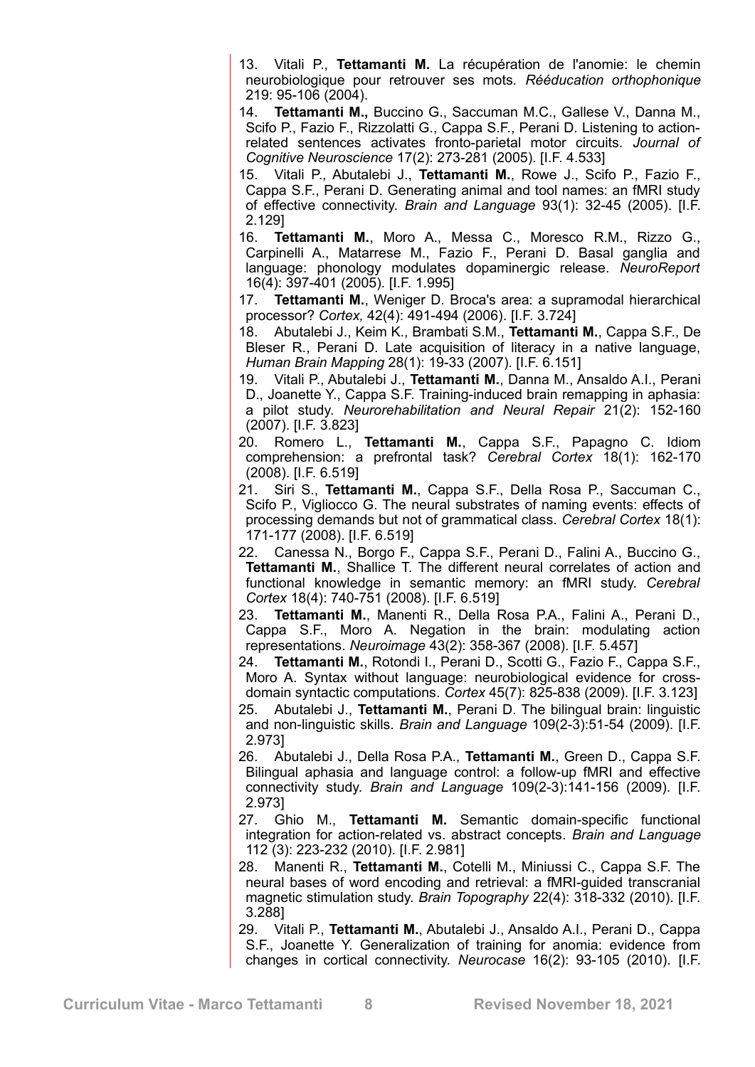13. Vitali P., **Tettamanti M.** La récupération de l'anomie: le chemin neurobiologique pour retrouver ses mots. *Rééducation orthophonique* 219: 95-106 (2004).
14. **Tettamanti M.,** Buccino G., Saccuman M.C., Gallese V., Danna M., Scifo P., Fazio F., Rizzolatti G., Cappa S.F., Perani D. Listening to action-related sentences activates fronto-parietal motor circuits. *Journal of Cognitive Neuroscience* 17(2): 273-281 (2005). [I.F. 4.533]
15. Vitali P., Abutalebi J., **Tettamanti M.**, Rowe J., Scifo P., Fazio F., Cappa S.F., Perani D. Generating animal and tool names: an fMRI study of effective connectivity. *Brain and Language* 93(1): 32-45 (2005). [I.F. 2.129]
16. **Tettamanti M.**, Moro A., Messa C., Moresco R.M., Rizzo G., Carpinelli A., Matarrese M., Fazio F., Perani D. Basal ganglia and language: phonology modulates dopaminergic release. *NeuroReport* 16(4): 397-401 (2005). [I.F. 1.995]
17. **Tettamanti M.**, Weniger D. Broca's area: a supramodal hierarchical processor? *Cortex,* 42(4): 491-494 (2006). [I.F. 3.724]
18. Abutalebi J., Keim K., Brambati S.M., **Tettamanti M.**, Cappa S.F., De Bleser R., Perani D. Late acquisition of literacy in a native language, *Human Brain Mapping* 28(1): 19-33 (2007). [I.F. 6.151]
19. Vitali P., Abutalebi J., **Tettamanti M.**, Danna M., Ansaldo A.I., Perani D., Joanette Y., Cappa S.F. Training-induced brain remapping in aphasia: a pilot study. *Neurorehabilitation and Neural Repair* 21(2): 152-160 (2007). [I.F. 3.823]
20. Romero L., **Tettamanti M.**, Cappa S.F., Papagno C. Idiom comprehension: a prefrontal task? *Cerebral Cortex* 18(1): 162-170 (2008). [I.F. 6.519]
21. Siri S., **Tettamanti M.**, Cappa S.F., Della Rosa P., Saccuman C., Scifo P., Vigliocco G. The neural substrates of naming events: effects of processing demands but not of grammatical class. *Cerebral Cortex* 18(1): 171-177 (2008). [I.F. 6.519]
22. Canessa N., Borgo F., Cappa S.F., Perani D., Falini A., Buccino G., **Tettamanti M.**, Shallice T. The different neural correlates of action and functional knowledge in semantic memory: an fMRI study. *Cerebral Cortex* 18(4): 740-751 (2008). [I.F. 6.519]
23. **Tettamanti M.**, Manenti R., Della Rosa P.A., Falini A., Perani D., Cappa S.F., Moro A. Negation in the brain: modulating action representations. *Neuroimage* 43(2): 358-367 (2008). [I.F. 5.457]
24. **Tettamanti M.**, Rotondi I., Perani D., Scotti G., Fazio F., Cappa S.F., Moro A. Syntax without language: neurobiological evidence for cross-domain syntactic computations. *Cortex* 45(7): 825-838 (2009). [I.F. 3.123]
25. Abutalebi J., **Tettamanti M.**, Perani D. The bilingual brain: linguistic and non-linguistic skills. *Brain and Language* 109(2-3):51-54 (2009). [I.F. 2.973]
26. Abutalebi J., Della Rosa P.A., **Tettamanti M.**, Green D., Cappa S.F. Bilingual aphasia and language control: a follow-up fMRI and effective connectivity study. *Brain and Language* 109(2-3):141-156 (2009). [I.F. 2.973]
27. Ghio M., **Tettamanti M.** Semantic domain-specific functional integration for action-related vs. abstract concepts. *Brain and Language* 112 (3): 223-232 (2010). [I.F. 2.981]
28. Manenti R., **Tettamanti M.**, Cotelli M., Miniussi C., Cappa S.F. The neural bases of word encoding and retrieval: a fMRI-guided transcranial magnetic stimulation study. *Brain Topography* 22(4): 318-332 (2010). [I.F. 3.288]
29. Vitali P., **Tettamanti M.**, Abutalebi J., Ansaldo A.I., Perani D., Cappa S.F., Joanette Y. Generalization of training for anomia: evidence from changes in cortical connectivity. *Neurocase* 16(2): 93-105 (2010). [I.F.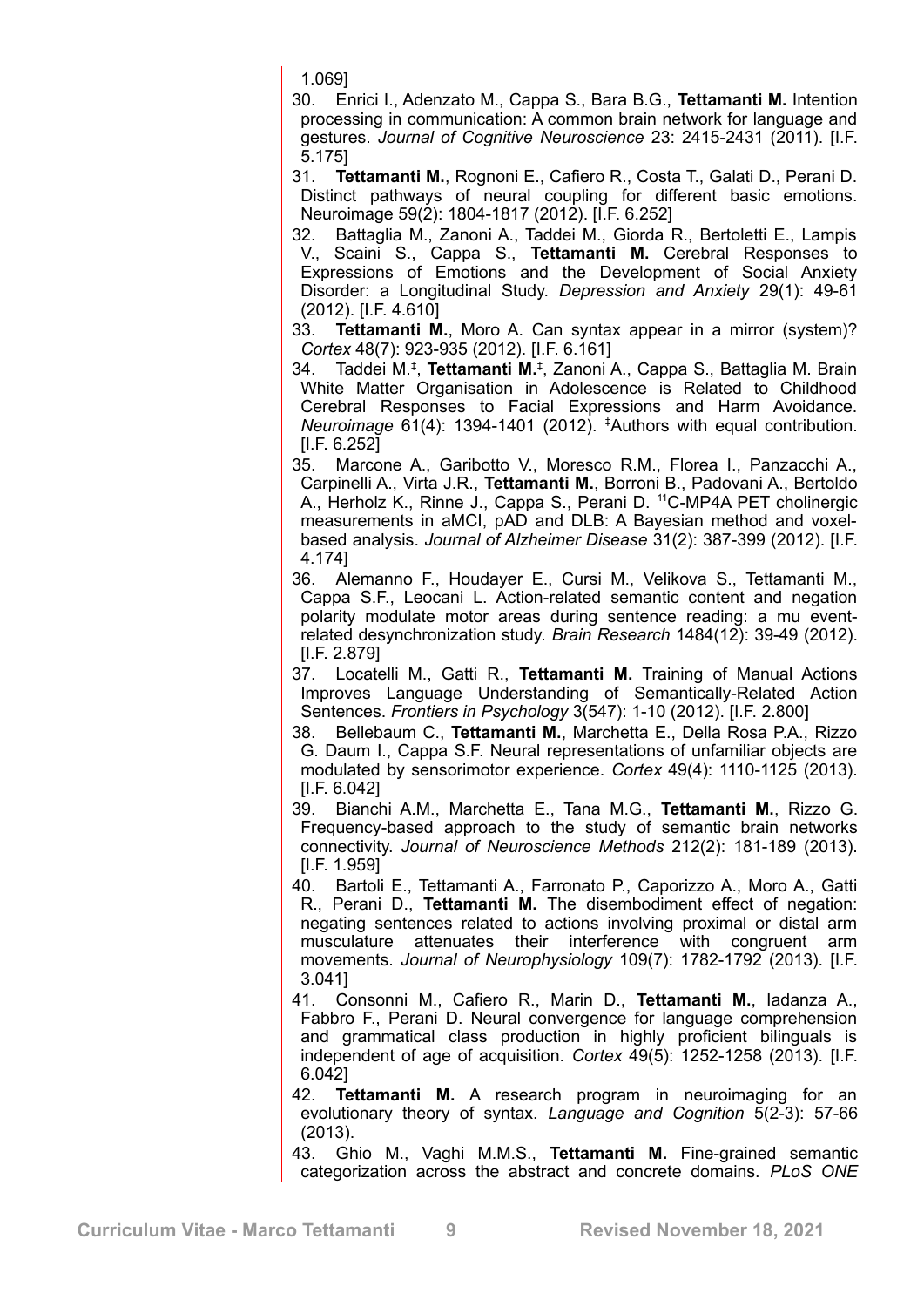1.069]

30. Enrici I., Adenzato M., Cappa S., Bara B.G., **Tettamanti M.** Intention processing in communication: A common brain network for language and gestures. *Journal of Cognitive Neuroscience* 23: 2415-2431 (2011). [I.F. 5.175]
31. **Tettamanti M.**, Rognoni E., Cafiero R., Costa T., Galati D., Perani D. Distinct pathways of neural coupling for different basic emotions. Neuroimage 59(2): 1804-1817 (2012). [I.F. 6.252]
32. Battaglia M., Zanoni A., Taddei M., Giorda R., Bertoletti E., Lampis V., Scaini S., Cappa S., **Tettamanti M.** Cerebral Responses to Expressions of Emotions and the Development of Social Anxiety Disorder: a Longitudinal Study. *Depression and Anxiety* 29(1): 49-61 (2012). [I.F. 4.610]
33. **Tettamanti M.**, Moro A. Can syntax appear in a mirror (system)? *Cortex* 48(7): 923-935 (2012). [I.F. 6.161]
34. Taddei M.‡, **Tettamanti M.‡**, Zanoni A., Cappa S., Battaglia M. Brain White Matter Organisation in Adolescence is Related to Childhood Cerebral Responses to Facial Expressions and Harm Avoidance. *Neuroimage* 61(4): 1394-1401 (2012). ‡Authors with equal contribution. [I.F. 6.252]
35. Marcone A., Garibotto V., Moresco R.M., Florea I., Panzacchi A., Carpinelli A., Virta J.R., **Tettamanti M.**, Borroni B., Padovani A., Bertoldo A., Herholz K., Rinne J., Cappa S., Perani D. $^{11}$C-MP4A PET cholinergic measurements in aMCI, pAD and DLB: A Bayesian method and voxel-based analysis. *Journal of Alzheimer Disease* 31(2): 387-399 (2012). [I.F. 4.174]
36. Alemanno F., Houdayer E., Cursi M., Velikova S., Tettamanti M., Cappa S.F., Leocani L. Action-related semantic content and negation polarity modulate motor areas during sentence reading: a mu event-related desynchronization study. *Brain Research* 1484(12): 39-49 (2012). [I.F. 2.879]
37. Locatelli M., Gatti R., **Tettamanti M.** Training of Manual Actions Improves Language Understanding of Semantically-Related Action Sentences. *Frontiers in Psychology* 3(547): 1-10 (2012). [I.F. 2.800]
38. Bellebaum C., **Tettamanti M.**, Marchetta E., Della Rosa P.A., Rizzo G. Daum I., Cappa S.F. Neural representations of unfamiliar objects are modulated by sensorimotor experience. *Cortex* 49(4): 1110-1125 (2013). [I.F. 6.042]
39. Bianchi A.M., Marchetta E., Tana M.G., **Tettamanti M.**, Rizzo G. Frequency-based approach to the study of semantic brain networks connectivity. *Journal of Neuroscience Methods* 212(2): 181-189 (2013). [I.F. 1.959]
40. Bartoli E., Tettamanti A., Farronato P., Caporizzo A., Moro A., Gatti R., Perani D., **Tettamanti M.** The disembodiment effect of negation: negating sentences related to actions involving proximal or distal arm musculature attenuates their interference with congruent arm movements. *Journal of Neurophysiology* 109(7): 1782-1792 (2013). [I.F. 3.041]
41. Consonni M., Cafiero R., Marin D., **Tettamanti M.**, Iadanza A., Fabbro F., Perani D. Neural convergence for language comprehension and grammatical class production in highly proficient bilinguals is independent of age of acquisition. *Cortex* 49(5): 1252-1258 (2013). [I.F. 6.042]
42. **Tettamanti M.** A research program in neuroimaging for an evolutionary theory of syntax. *Language and Cognition* 5(2-3): 57-66 (2013).
43. Ghio M., Vaghi M.M.S., **Tettamanti M.** Fine-grained semantic categorization across the abstract and concrete domains. *PLoS ONE*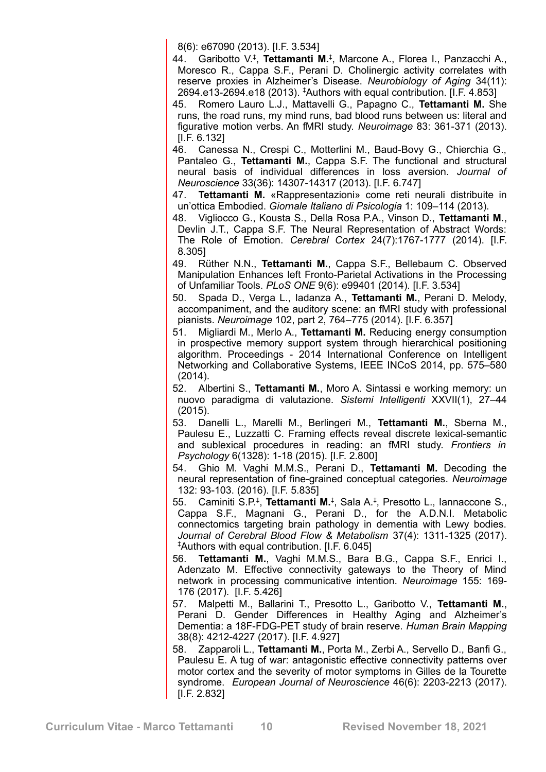8(6): e67090 (2013). [I.F. 3.534]

44. Garibotto V.‡, **Tettamanti M.**‡, Marcone A., Florea I., Panzacchi A., Moresco R., Cappa S.F., Perani D. Cholinergic activity correlates with reserve proxies in Alzheimer's Disease. *Neurobiology of Aging* 34(11): 2694.e13-2694.e18 (2013). ‡Authors with equal contribution. [I.F. 4.853]

45. Romero Lauro L.J., Mattavelli G., Papagno C., **Tettamanti M.** She runs, the road runs, my mind runs, bad blood runs between us: literal and figurative motion verbs. An fMRI study. *Neuroimage* 83: 361-371 (2013). [I.F. 6.132]

46. Canessa N., Crespi C., Motterlini M., Baud-Bovy G., Chierchia G., Pantaleo G., **Tettamanti M.**, Cappa S.F. The functional and structural neural basis of individual differences in loss aversion. *Journal of Neuroscience* 33(36): 14307-14317 (2013). [I.F. 6.747]

47. **Tettamanti M.** «Rappresentazioni» come reti neurali distribuite in un'ottica Embodied. *Giornale Italiano di Psicologia* 1: 109–114 (2013).

48. Vigliocco G., Kousta S., Della Rosa P.A., Vinson D., **Tettamanti M.**, Devlin J.T., Cappa S.F. The Neural Representation of Abstract Words: The Role of Emotion. *Cerebral Cortex* 24(7):1767-1777 (2014). [I.F. 8.305]

49. Rüther N.N., **Tettamanti M.**, Cappa S.F., Bellebaum C. Observed Manipulation Enhances left Fronto-Parietal Activations in the Processing of Unfamiliar Tools. *PLoS ONE* 9(6): e99401 (2014). [I.F. 3.534]

50. Spada D., Verga L., Iadanza A., **Tettamanti M.**, Perani D. Melody, accompaniment, and the auditory scene: an fMRI study with professional pianists. *Neuroimage* 102, part 2, 764–775 (2014). [I.F. 6.357]

51. Migliardi M., Merlo A., **Tettamanti M.** Reducing energy consumption in prospective memory support system through hierarchical positioning algorithm. Proceedings - 2014 International Conference on Intelligent Networking and Collaborative Systems, IEEE INCoS 2014, pp. 575–580 (2014).

52. Albertini S., **Tettamanti M.**, Moro A. Sintassi e working memory: un nuovo paradigma di valutazione. *Sistemi Intelligenti* XXVII(1), 27–44 (2015).

53. Danelli L., Marelli M., Berlingeri M., **Tettamanti M.**, Sberna M., Paulesu E., Luzzatti C. Framing effects reveal discrete lexical-semantic and sublexical procedures in reading: an fMRI study. *Frontiers in Psychology* 6(1328): 1-18 (2015). [I.F. 2.800]

54. Ghio M. Vaghi M.M.S., Perani D., **Tettamanti M.** Decoding the neural representation of fine-grained conceptual categories. *Neuroimage* 132: 93-103. (2016). [I.F. 5.835]

55. Caminiti S.P.‡, **Tettamanti M.**‡, Sala A.‡, Presotto L., Iannaccone S., Cappa S.F., Magnani G., Perani D., for the A.D.N.I. Metabolic connectomics targeting brain pathology in dementia with Lewy bodies. *Journal of Cerebral Blood Flow & Metabolism* 37(4): 1311-1325 (2017). ‡Authors with equal contribution. [I.F. 6.045]

56. **Tettamanti M.**, Vaghi M.M.S., Bara B.G., Cappa S.F., Enrici I., Adenzato M. Effective connectivity gateways to the Theory of Mind network in processing communicative intention. *Neuroimage* 155: 169-176 (2017). [I.F. 5.426]

57. Malpetti M., Ballarini T., Presotto L., Garibotto V., **Tettamanti M.**, Perani D. Gender Differences in Healthy Aging and Alzheimer's Dementia: a 18F-FDG-PET study of brain reserve. *Human Brain Mapping* 38(8): 4212-4227 (2017). [I.F. 4.927]

58. Zapparoli L., **Tettamanti M.**, Porta M., Zerbi A., Servello D., Banfi G., Paulesu E. A tug of war: antagonistic effective connectivity patterns over motor cortex and the severity of motor symptoms in Gilles de la Tourette syndrome. *European Journal of Neuroscience* 46(6): 2203-2213 (2017). [I.F. 2.832]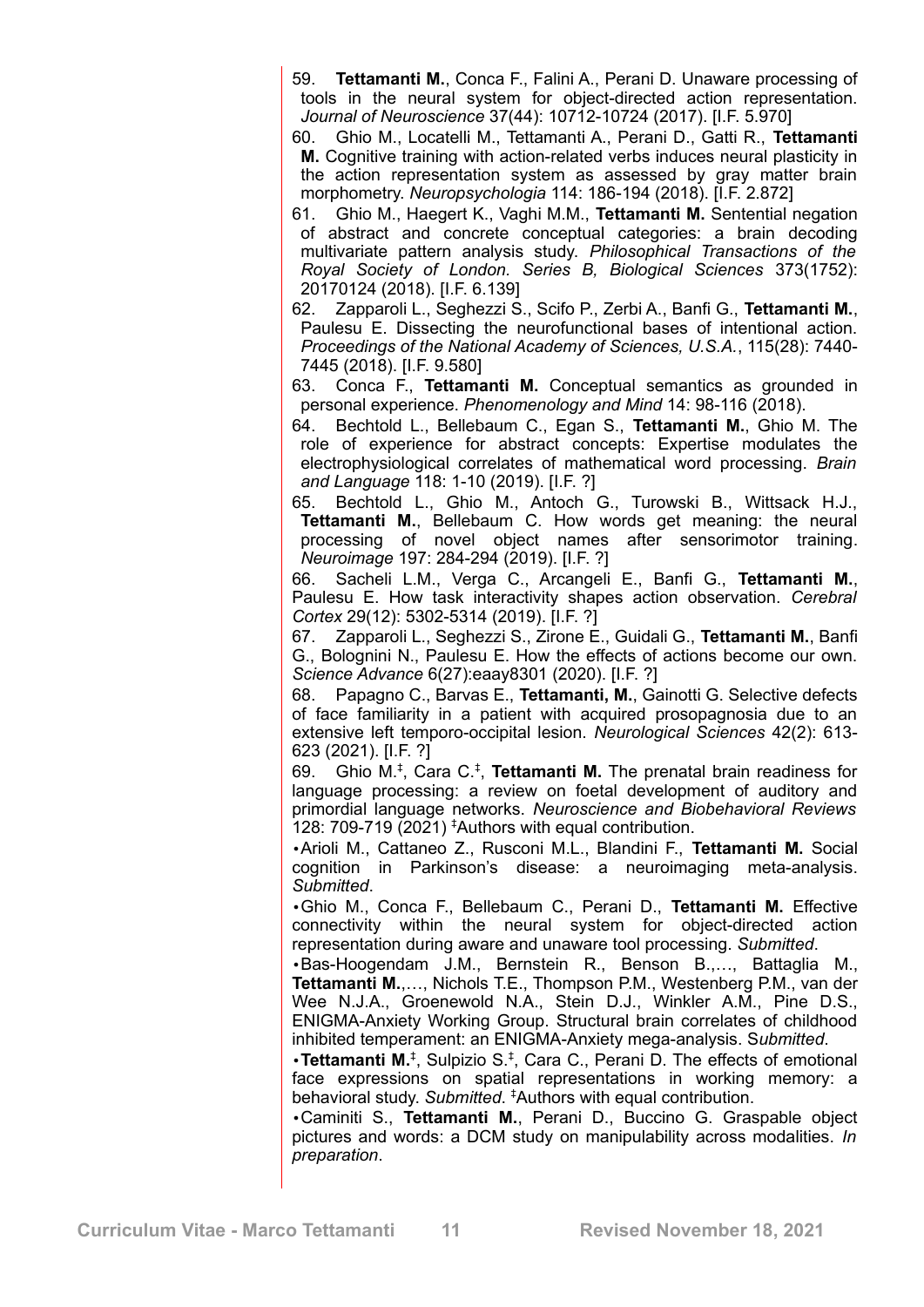59. **Tettamanti M.**, Conca F., Falini A., Perani D. Unaware processing of tools in the neural system for object-directed action representation. *Journal of Neuroscience* 37(44): 10712-10724 (2017). [I.F. 5.970]

60. Ghio M., Locatelli M., Tettamanti A., Perani D., Gatti R., **Tettamanti M.** Cognitive training with action-related verbs induces neural plasticity in the action representation system as assessed by gray matter brain morphometry. *Neuropsychologia* 114: 186-194 (2018). [I.F. 2.872]

61. Ghio M., Haegert K., Vaghi M.M., **Tettamanti M.** Sentential negation of abstract and concrete conceptual categories: a brain decoding multivariate pattern analysis study. *Philosophical Transactions of the Royal Society of London. Series B, Biological Sciences* 373(1752): 20170124 (2018). [I.F. 6.139]

62. Zapparoli L., Seghezzi S., Scifo P., Zerbi A., Banfi G., **Tettamanti M.**, Paulesu E. Dissecting the neurofunctional bases of intentional action. *Proceedings of the National Academy of Sciences, U.S.A.*, 115(28): 7440-7445 (2018). [I.F. 9.580]

63. Conca F., **Tettamanti M.** Conceptual semantics as grounded in personal experience. *Phenomenology and Mind* 14: 98-116 (2018).

64. Bechtold L., Bellebaum C., Egan S., **Tettamanti M.**, Ghio M. The role of experience for abstract concepts: Expertise modulates the electrophysiological correlates of mathematical word processing. *Brain and Language* 118: 1-10 (2019). [I.F. ?]

65. Bechtold L., Ghio M., Antoch G., Turowski B., Wittsack H.J., **Tettamanti M.**, Bellebaum C. How words get meaning: the neural processing of novel object names after sensorimotor training. *Neuroimage* 197: 284-294 (2019). [I.F. ?]

66. Sacheli L.M., Verga C., Arcangeli E., Banfi G., **Tettamanti M.**, Paulesu E. How task interactivity shapes action observation. *Cerebral Cortex* 29(12): 5302-5314 (2019). [I.F. ?]

67. Zapparoli L., Seghezzi S., Zirone E., Guidali G., **Tettamanti M.**, Banfi G., Bolognini N., Paulesu E. How the effects of actions become our own. *Science Advance* 6(27):eaay8301 (2020). [I.F. ?]

68. Papagno C., Barvas E., **Tettamanti, M.**, Gainotti G. Selective defects of face familiarity in a patient with acquired prosopagnosia due to an extensive left temporo-occipital lesion. *Neurological Sciences* 42(2): 613-623 (2021). [I.F. ?]

69. Ghio M.‡, Cara C.‡, **Tettamanti M.** The prenatal brain readiness for language processing: a review on foetal development of auditory and primordial language networks. *Neuroscience and Biobehavioral Reviews* 128: 709-719 (2021) ‡Authors with equal contribution.

- Arioli M., Cattaneo Z., Rusconi M.L., Blandini F., **Tettamanti M.** Social cognition in Parkinson's disease: a neuroimaging meta-analysis. *Submitted*.
- Ghio M., Conca F., Bellebaum C., Perani D., **Tettamanti M.** Effective connectivity within the neural system for object-directed action representation during aware and unaware tool processing. *Submitted*.
- Bas-Hoogendam J.M., Bernstein R., Benson B.,…, Battaglia M., **Tettamanti M.**,…, Nichols T.E., Thompson P.M., Westenberg P.M., van der Wee N.J.A., Groenewold N.A., Stein D.J., Winkler A.M., Pine D.S., ENIGMA-Anxiety Working Group. Structural brain correlates of childhood inhibited temperament: an ENIGMA-Anxiety mega-analysis. S*ubmitted*.
- **Tettamanti M.**‡, Sulpizio S.‡, Cara C., Perani D. The effects of emotional face expressions on spatial representations in working memory: a behavioral study. *Submitted*. ‡Authors with equal contribution.
- Caminiti S., **Tettamanti M.**, Perani D., Buccino G. Graspable object pictures and words: a DCM study on manipulability across modalities. *In preparation*.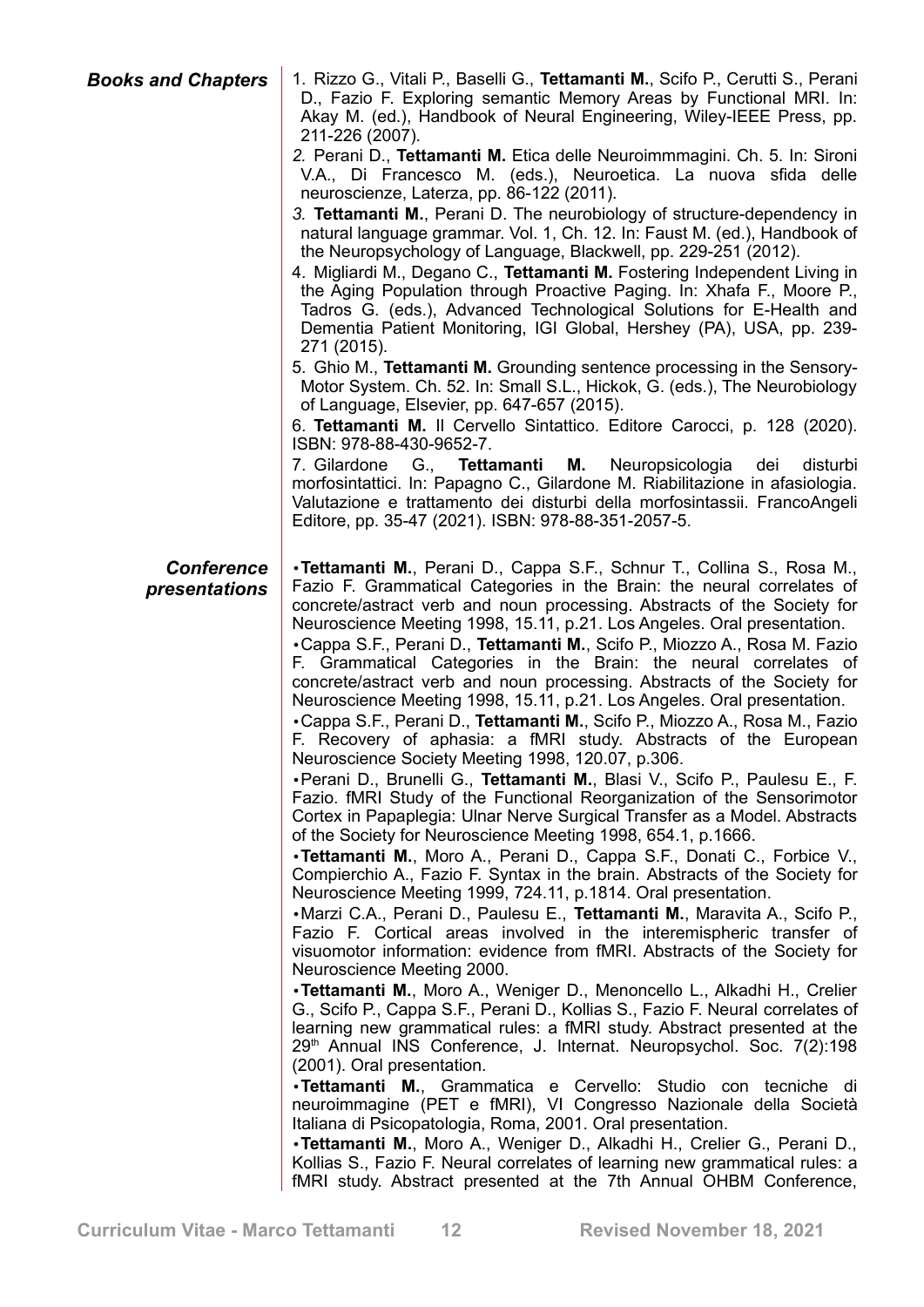### *Books and Chapters*

1. Rizzo G., Vitali P., Baselli G., **Tettamanti M.**, Scifo P., Cerutti S., Perani D., Fazio F. Exploring semantic Memory Areas by Functional MRI. In: Akay M. (ed.), Handbook of Neural Engineering, Wiley-IEEE Press, pp. 211-226 (2007).
2. Perani D., **Tettamanti M.** Etica delle Neuroimmmagini. Ch. 5. In: Sironi V.A., Di Francesco M. (eds.), Neuroetica. La nuova sfida delle neuroscienze, Laterza, pp. 86-122 (2011).
3. **Tettamanti M.**, Perani D. The neurobiology of structure-dependency in natural language grammar. Vol. 1, Ch. 12. In: Faust M. (ed.), Handbook of the Neuropsychology of Language, Blackwell, pp. 229-251 (2012).
4. Migliardi M., Degano C., **Tettamanti M.** Fostering Independent Living in the Aging Population through Proactive Paging. In: Xhafa F., Moore P., Tadros G. (eds.), Advanced Technological Solutions for E-Health and Dementia Patient Monitoring, IGI Global, Hershey (PA), USA, pp. 239-271 (2015).
5. Ghio M., **Tettamanti M.** Grounding sentence processing in the Sensory-Motor System. Ch. 52. In: Small S.L., Hickok, G. (eds.), The Neurobiology of Language, Elsevier, pp. 647-657 (2015).
6. **Tettamanti M.** Il Cervello Sintattico. Editore Carocci, p. 128 (2020). ISBN: 978-88-430-9652-7.
7. Gilardone G., **Tettamanti M.** Neuropsicologia dei disturbi morfosintattici. In: Papagno C., Gilardone M. Riabilitazione in afasiologia. Valutazione e trattamento dei disturbi della morfosintassii. FrancoAngeli Editore, pp. 35-47 (2021). ISBN: 978-88-351-2057-5.

### *Conference presentations*

- **Tettamanti M.**, Perani D., Cappa S.F., Schnur T., Collina S., Rosa M., Fazio F. Grammatical Categories in the Brain: the neural correlates of concrete/astract verb and noun processing. Abstracts of the Society for Neuroscience Meeting 1998, 15.11, p.21. Los Angeles. Oral presentation.
- Cappa S.F., Perani D., **Tettamanti M.**, Scifo P., Miozzo A., Rosa M. Fazio F. Grammatical Categories in the Brain: the neural correlates of concrete/astract verb and noun processing. Abstracts of the Society for Neuroscience Meeting 1998, 15.11, p.21. Los Angeles. Oral presentation.
- Cappa S.F., Perani D., **Tettamanti M.**, Scifo P., Miozzo A., Rosa M., Fazio F. Recovery of aphasia: a fMRI study. Abstracts of the European Neuroscience Society Meeting 1998, 120.07, p.306.
- Perani D., Brunelli G., **Tettamanti M.**, Blasi V., Scifo P., Paulesu E., F. Fazio. fMRI Study of the Functional Reorganization of the Sensorimotor Cortex in Papaplegia: Ulnar Nerve Surgical Transfer as a Model. Abstracts of the Society for Neuroscience Meeting 1998, 654.1, p.1666.
- **Tettamanti M.**, Moro A., Perani D., Cappa S.F., Donati C., Forbice V., Compierchio A., Fazio F. Syntax in the brain. Abstracts of the Society for Neuroscience Meeting 1999, 724.11, p.1814. Oral presentation.
- Marzi C.A., Perani D., Paulesu E., **Tettamanti M.**, Maravita A., Scifo P., Fazio F. Cortical areas involved in the interemispheric transfer of visuomotor information: evidence from fMRI. Abstracts of the Society for Neuroscience Meeting 2000.
- **Tettamanti M.**, Moro A., Weniger D., Menoncello L., Alkadhi H., Crelier G., Scifo P., Cappa S.F., Perani D., Kollias S., Fazio F. Neural correlates of learning new grammatical rules: a fMRI study. Abstract presented at the 29th Annual INS Conference, J. Internat. Neuropsychol. Soc. 7(2):198 (2001). Oral presentation.
- **Tettamanti M.**, Grammatica e Cervello: Studio con tecniche di neuroimmagine (PET e fMRI), VI Congresso Nazionale della Società Italiana di Psicopatologia, Roma, 2001. Oral presentation.
- **Tettamanti M.**, Moro A., Weniger D., Alkadhi H., Crelier G., Perani D., Kollias S., Fazio F. Neural correlates of learning new grammatical rules: a fMRI study. Abstract presented at the 7th Annual OHBM Conference,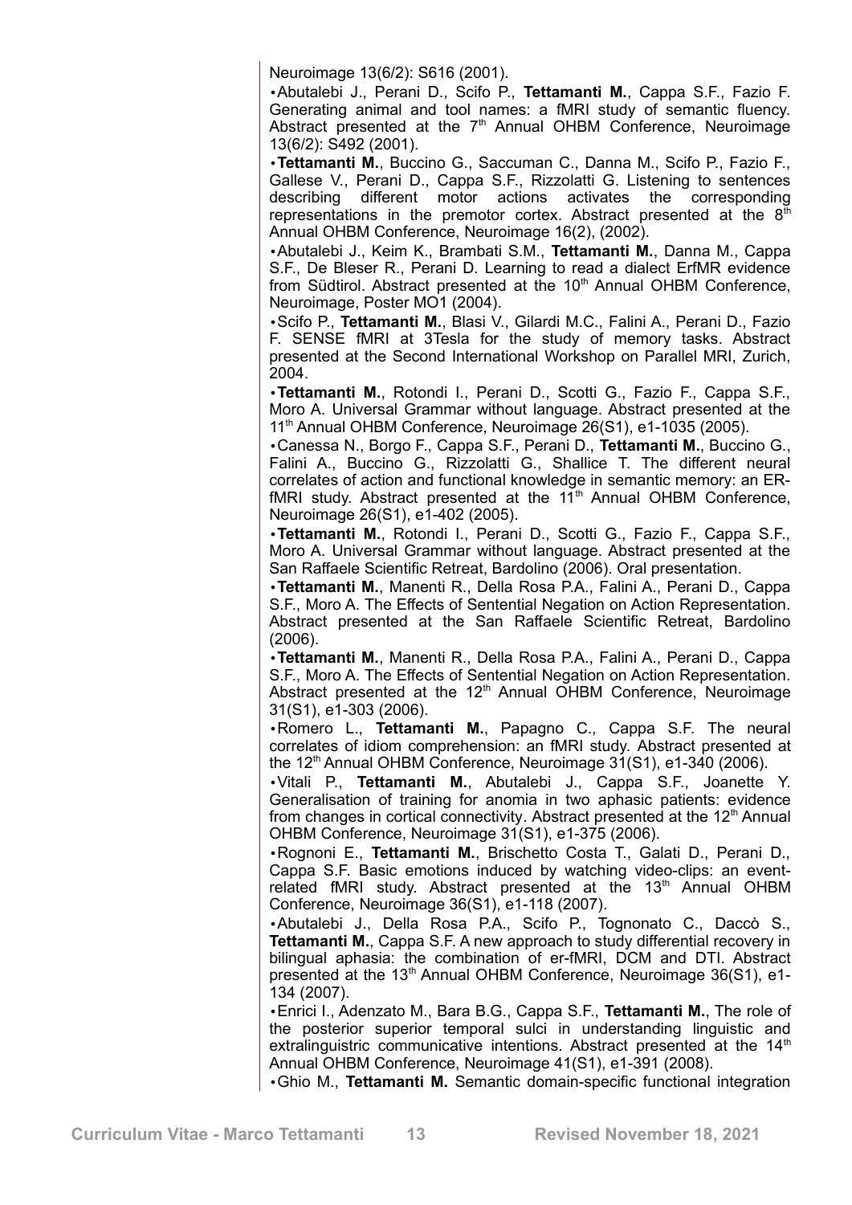Neuroimage 13(6/2): S616 (2001).

- Abutalebi J., Perani D., Scifo P., **Tettamanti M.**, Cappa S.F., Fazio F. Generating animal and tool names: a fMRI study of semantic fluency. Abstract presented at the 7th Annual OHBM Conference, Neuroimage 13(6/2): S492 (2001).
- **Tettamanti M.**, Buccino G., Saccuman C., Danna M., Scifo P., Fazio F., Gallese V., Perani D., Cappa S.F., Rizzolatti G. Listening to sentences describing different motor actions activates the corresponding representations in the premotor cortex. Abstract presented at the 8th Annual OHBM Conference, Neuroimage 16(2), (2002).
- Abutalebi J., Keim K., Brambati S.M., **Tettamanti M.**, Danna M., Cappa S.F., De Bleser R., Perani D. Learning to read a dialect ErfMR evidence from Südtirol. Abstract presented at the 10th Annual OHBM Conference, Neuroimage, Poster MO1 (2004).
- Scifo P., **Tettamanti M.**, Blasi V., Gilardi M.C., Falini A., Perani D., Fazio F. SENSE fMRI at 3Tesla for the study of memory tasks. Abstract presented at the Second International Workshop on Parallel MRI, Zurich, 2004.
- **Tettamanti M.**, Rotondi I., Perani D., Scotti G., Fazio F., Cappa S.F., Moro A. Universal Grammar without language. Abstract presented at the 11th Annual OHBM Conference, Neuroimage 26(S1), e1-1035 (2005).
- Canessa N., Borgo F., Cappa S.F., Perani D., **Tettamanti M.**, Buccino G., Falini A., Buccino G., Rizzolatti G., Shallice T. The different neural correlates of action and functional knowledge in semantic memory: an ER-fMRI study. Abstract presented at the 11th Annual OHBM Conference, Neuroimage 26(S1), e1-402 (2005).
- **Tettamanti M.**, Rotondi I., Perani D., Scotti G., Fazio F., Cappa S.F., Moro A. Universal Grammar without language. Abstract presented at the San Raffaele Scientific Retreat, Bardolino (2006). Oral presentation.
- **Tettamanti M.**, Manenti R., Della Rosa P.A., Falini A., Perani D., Cappa S.F., Moro A. The Effects of Sentential Negation on Action Representation. Abstract presented at the San Raffaele Scientific Retreat, Bardolino (2006).
- **Tettamanti M.**, Manenti R., Della Rosa P.A., Falini A., Perani D., Cappa S.F., Moro A. The Effects of Sentential Negation on Action Representation. Abstract presented at the 12th Annual OHBM Conference, Neuroimage 31(S1), e1-303 (2006).
- Romero L., **Tettamanti M.**, Papagno C., Cappa S.F. The neural correlates of idiom comprehension: an fMRI study. Abstract presented at the 12th Annual OHBM Conference, Neuroimage 31(S1), e1-340 (2006).
- Vitali P., **Tettamanti M.**, Abutalebi J., Cappa S.F., Joanette Y. Generalisation of training for anomia in two aphasic patients: evidence from changes in cortical connectivity. Abstract presented at the 12th Annual OHBM Conference, Neuroimage 31(S1), e1-375 (2006).
- Rognoni E., **Tettamanti M.**, Brischetto Costa T., Galati D., Perani D., Cappa S.F. Basic emotions induced by watching video-clips: an event-related fMRI study. Abstract presented at the 13th Annual OHBM Conference, Neuroimage 36(S1), e1-118 (2007).
- Abutalebi J., Della Rosa P.A., Scifo P., Tognonato C., Daccò S., **Tettamanti M.**, Cappa S.F. A new approach to study differential recovery in bilingual aphasia: the combination of er-fMRI, DCM and DTI. Abstract presented at the 13th Annual OHBM Conference, Neuroimage 36(S1), e1-134 (2007).
- Enrici I., Adenzato M., Bara B.G., Cappa S.F., **Tettamanti M.**, The role of the posterior superior temporal sulci in understanding linguistic and extralinguistric communicative intentions. Abstract presented at the 14th Annual OHBM Conference, Neuroimage 41(S1), e1-391 (2008).
- Ghio M., **Tettamanti M.** Semantic domain-specific functional integration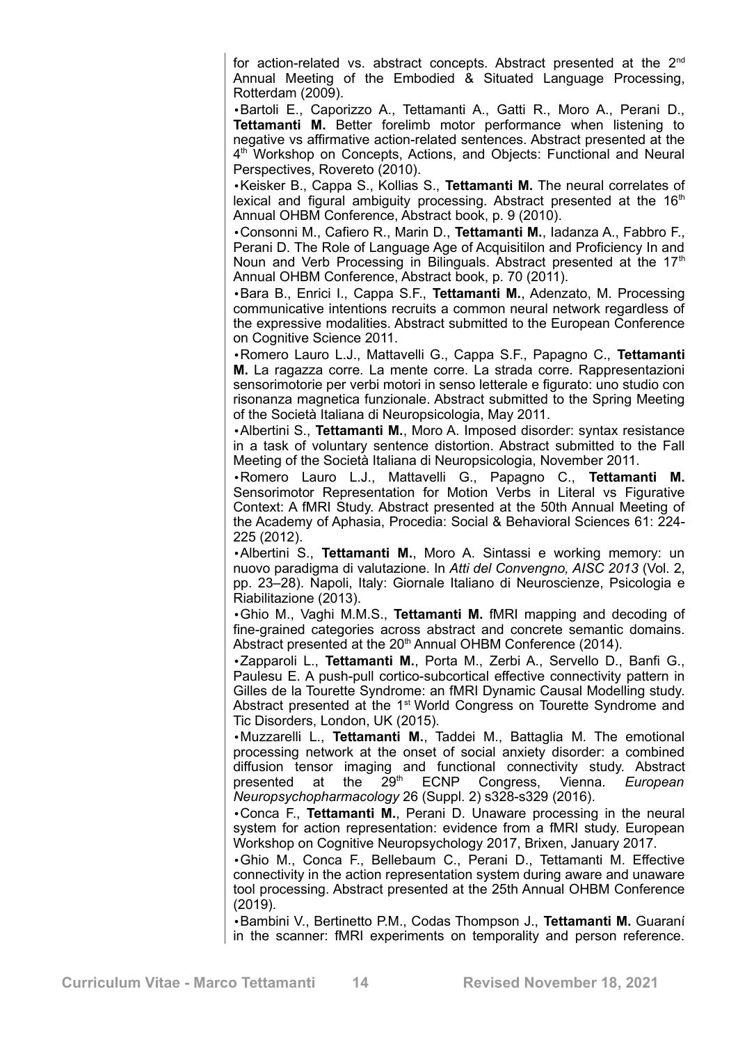for action-related vs. abstract concepts. Abstract presented at the 2nd Annual Meeting of the Embodied & Situated Language Processing, Rotterdam (2009).

• Bartoli E., Caporizzo A., Tettamanti A., Gatti R., Moro A., Perani D., **Tettamanti M.** Better forelimb motor performance when listening to negative vs affirmative action-related sentences. Abstract presented at the 4th Workshop on Concepts, Actions, and Objects: Functional and Neural Perspectives, Rovereto (2010).

• Keisker B., Cappa S., Kollias S., **Tettamanti M.** The neural correlates of lexical and figural ambiguity processing. Abstract presented at the 16th Annual OHBM Conference, Abstract book, p. 9 (2010).

• Consonni M., Cafiero R., Marin D., **Tettamanti M.**, Iadanza A., Fabbro F., Perani D. The Role of Language Age of Acquisitilon and Proficiency In and Noun and Verb Processing in Bilinguals. Abstract presented at the 17th Annual OHBM Conference, Abstract book, p. 70 (2011).

• Bara B., Enrici I., Cappa S.F., **Tettamanti M.**, Adenzato, M. Processing communicative intentions recruits a common neural network regardless of the expressive modalities. Abstract submitted to the European Conference on Cognitive Science 2011.

• Romero Lauro L.J., Mattavelli G., Cappa S.F., Papagno C., **Tettamanti M.** La ragazza corre. La mente corre. La strada corre. Rappresentazioni sensorimotorie per verbi motori in senso letterale e figurato: uno studio con risonanza magnetica funzionale. Abstract submitted to the Spring Meeting of the Società Italiana di Neuropsicologia, May 2011.

• Albertini S., **Tettamanti M.**, Moro A. Imposed disorder: syntax resistance in a task of voluntary sentence distortion. Abstract submitted to the Fall Meeting of the Società Italiana di Neuropsicologia, November 2011.

• Romero Lauro L.J., Mattavelli G., Papagno C., **Tettamanti M.** Sensorimotor Representation for Motion Verbs in Literal vs Figurative Context: A fMRI Study. Abstract presented at the 50th Annual Meeting of the Academy of Aphasia, Procedia: Social & Behavioral Sciences 61: 224-225 (2012).

• Albertini S., **Tettamanti M.**, Moro A. Sintassi e working memory: un nuovo paradigma di valutazione. In *Atti del Convengno, AISC 2013* (Vol. 2, pp. 23–28). Napoli, Italy: Giornale Italiano di Neuroscienze, Psicologia e Riabilitazione (2013).

• Ghio M., Vaghi M.M.S., **Tettamanti M.** fMRI mapping and decoding of fine-grained categories across abstract and concrete semantic domains. Abstract presented at the 20th Annual OHBM Conference (2014).

• Zapparoli L., **Tettamanti M.**, Porta M., Zerbi A., Servello D., Banfi G., Paulesu E. A push-pull cortico-subcortical effective connectivity pattern in Gilles de la Tourette Syndrome: an fMRI Dynamic Causal Modelling study. Abstract presented at the 1st World Congress on Tourette Syndrome and Tic Disorders, London, UK (2015).

• Muzzarelli L., **Tettamanti M.**, Taddei M., Battaglia M. The emotional processing network at the onset of social anxiety disorder: a combined diffusion tensor imaging and functional connectivity study. Abstract presented at the 29th ECNP Congress, Vienna. *European Neuropsychopharmacology* 26 (Suppl. 2) s328-s329 (2016).

• Conca F., **Tettamanti M.**, Perani D. Unaware processing in the neural system for action representation: evidence from a fMRI study. European Workshop on Cognitive Neuropsychology 2017, Brixen, January 2017.

• Ghio M., Conca F., Bellebaum C., Perani D., Tettamanti M. Effective connectivity in the action representation system during aware and unaware tool processing. Abstract presented at the 25th Annual OHBM Conference (2019).

• Bambini V., Bertinetto P.M., Codas Thompson J., **Tettamanti M.** Guaraní in the scanner: fMRI experiments on temporality and person reference.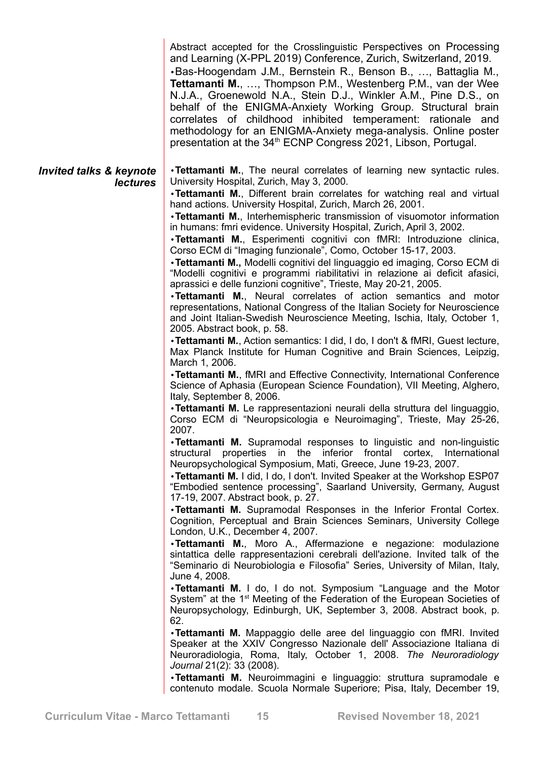Abstract accepted for the Crosslinguistic Perspectives on Processing and Learning (X-PPL 2019) Conference, Zurich, Switzerland, 2019.

- Bas-Hoogendam J.M., Bernstein R., Benson B., …, Battaglia M., **Tettamanti M.**, …, Thompson P.M., Westenberg P.M., van der Wee N.J.A., Groenewold N.A., Stein D.J., Winkler A.M., Pine D.S., on behalf of the ENIGMA-Anxiety Working Group. Structural brain correlates of childhood inhibited temperament: rationale and methodology for an ENIGMA-Anxiety mega-analysis. Online poster presentation at the 34th ECNP Congress 2021, Libson, Portugal.

### *Invited talks & keynote lectures*

- **Tettamanti M.**, The neural correlates of learning new syntactic rules. University Hospital, Zurich, May 3, 2000.
- **Tettamanti M.**, Different brain correlates for watching real and virtual hand actions. University Hospital, Zurich, March 26, 2001.
- **Tettamanti M.**, Interhemispheric transmission of visuomotor information in humans: fmri evidence. University Hospital, Zurich, April 3, 2002.
- **Tettamanti M.**, Esperimenti cognitivi con fMRI: Introduzione clinica, Corso ECM di "Imaging funzionale", Como, October 15-17, 2003.
- **Tettamanti M.,** Modelli cognitivi del linguaggio ed imaging, Corso ECM di "Modelli cognitivi e programmi riabilitativi in relazione ai deficit afasici, aprassici e delle funzioni cognitive", Trieste, May 20-21, 2005.
- **Tettamanti M.**, Neural correlates of action semantics and motor representations, National Congress of the Italian Society for Neuroscience and Joint Italian-Swedish Neuroscience Meeting, Ischia, Italy, October 1, 2005. Abstract book, p. 58.
- **Tettamanti M.**, Action semantics: I did, I do, I don't & fMRI, Guest lecture, Max Planck Institute for Human Cognitive and Brain Sciences, Leipzig, March 1, 2006.
- **Tettamanti M.**, fMRI and Effective Connectivity, International Conference Science of Aphasia (European Science Foundation), VII Meeting, Alghero, Italy, September 8, 2006.
- **Tettamanti M.** Le rappresentazioni neurali della struttura del linguaggio, Corso ECM di "Neuropsicologia e Neuroimaging", Trieste, May 25-26, 2007.
- **Tettamanti M.** Supramodal responses to linguistic and non-linguistic structural properties in the inferior frontal cortex, International Neuropsychological Symposium, Mati, Greece, June 19-23, 2007.
- **Tettamanti M.** I did, I do, I don't. Invited Speaker at the Workshop ESP07 "Embodied sentence processing", Saarland University, Germany, August 17-19, 2007. Abstract book, p. 27.
- **Tettamanti M.** Supramodal Responses in the Inferior Frontal Cortex. Cognition, Perceptual and Brain Sciences Seminars, University College London, U.K., December 4, 2007.
- **Tettamanti M.**, Moro A., Affermazione e negazione: modulazione sintattica delle rappresentazioni cerebrali dell'azione. Invited talk of the "Seminario di Neurobiologia e Filosofia" Series, University of Milan, Italy, June 4, 2008.
- **Tettamanti M.** I do, I do not. Symposium "Language and the Motor System" at the 1st Meeting of the Federation of the European Societies of Neuropsychology, Edinburgh, UK, September 3, 2008. Abstract book, p. 62.
- **Tettamanti M.** Mappaggio delle aree del linguaggio con fMRI. Invited Speaker at the XXIV Congresso Nazionale dell' Associazione Italiana di Neuroradiologia, Roma, Italy, October 1, 2008. *The Neuroradiology Journal* 21(2): 33 (2008).
- **Tettamanti M.** Neuroimmagini e linguaggio: struttura supramodale e contenuto modale. Scuola Normale Superiore; Pisa, Italy, December 19,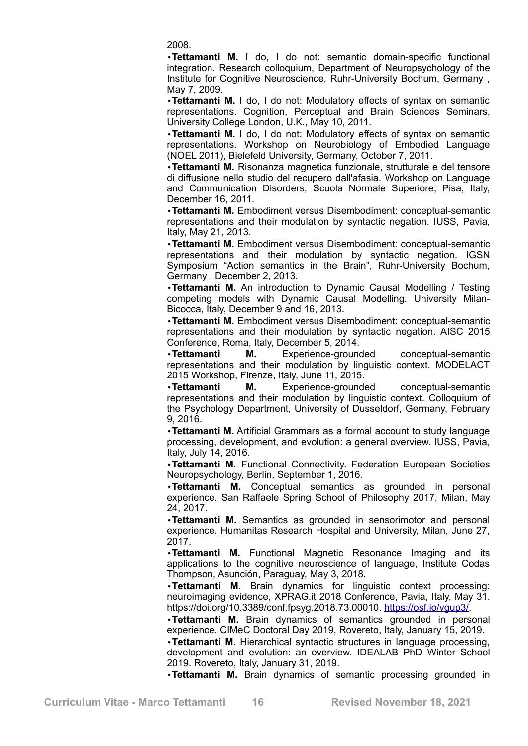2008.

•**Tettamanti M.** I do, I do not: semantic domain-specific functional integration. Research colloquium, Department of Neuropsychology of the Institute for Cognitive Neuroscience, Ruhr-University Bochum, Germany , May 7, 2009.

•**Tettamanti M.** I do, I do not: Modulatory effects of syntax on semantic representations. Cognition, Perceptual and Brain Sciences Seminars, University College London, U.K., May 10, 2011.

•**Tettamanti M.** I do, I do not: Modulatory effects of syntax on semantic representations. Workshop on Neurobiology of Embodied Language (NOEL 2011), Bielefeld University, Germany, October 7, 2011.

•**Tettamanti M.** Risonanza magnetica funzionale, strutturale e del tensore di diffusione nello studio del recupero dall'afasia. Workshop on Language and Communication Disorders, Scuola Normale Superiore; Pisa, Italy, December 16, 2011.

•**Tettamanti M.** Embodiment versus Disembodiment: conceptual-semantic representations and their modulation by syntactic negation. IUSS, Pavia, Italy, May 21, 2013.

•**Tettamanti M.** Embodiment versus Disembodiment: conceptual-semantic representations and their modulation by syntactic negation. IGSN Symposium "Action semantics in the Brain", Ruhr-University Bochum, Germany , December 2, 2013.

•**Tettamanti M.** An introduction to Dynamic Causal Modelling / Testing competing models with Dynamic Causal Modelling. University Milan-Bicocca, Italy, December 9 and 16, 2013.

•**Tettamanti M.** Embodiment versus Disembodiment: conceptual-semantic representations and their modulation by syntactic negation. AISC 2015 Conference, Roma, Italy, December 5, 2014.

•**Tettamanti M.** Experience-grounded conceptual-semantic representations and their modulation by linguistic context. MODELACT 2015 Workshop, Firenze, Italy, June 11, 2015.

•**Tettamanti M.** Experience-grounded conceptual-semantic representations and their modulation by linguistic context. Colloquium of the Psychology Department, University of Dusseldorf, Germany, February 9, 2016.

•**Tettamanti M.** Artificial Grammars as a formal account to study language processing, development, and evolution: a general overview. IUSS, Pavia, Italy, July 14, 2016.

•**Tettamanti M.** Functional Connectivity. Federation European Societies Neuropsychology, Berlin, September 1, 2016.

•**Tettamanti M.** Conceptual semantics as grounded in personal experience. San Raffaele Spring School of Philosophy 2017, Milan, May 24, 2017.

•**Tettamanti M.** Semantics as grounded in sensorimotor and personal experience. Humanitas Research Hospital and University, Milan, June 27, 2017.

•**Tettamanti M.** Functional Magnetic Resonance Imaging and its applications to the cognitive neuroscience of language, Institute Codas Thompson, Asunción, Paraguay, May 3, 2018.

•**Tettamanti M.** Brain dynamics for linguistic context processing: neuroimaging evidence, XPRAG.it 2018 Conference, Pavia, Italy, May 31. https://doi.org/10.3389/conf.fpsyg.2018.73.00010. https://osf.io/vgup3/.

•**Tettamanti M.** Brain dynamics of semantics grounded in personal experience. CIMeC Doctoral Day 2019, Rovereto, Italy, January 15, 2019.

•**Tettamanti M.** Hierarchical syntactic structures in language processing, development and evolution: an overview. IDEALAB PhD Winter School 2019. Rovereto, Italy, January 31, 2019.

•**Tettamanti M.** Brain dynamics of semantic processing grounded in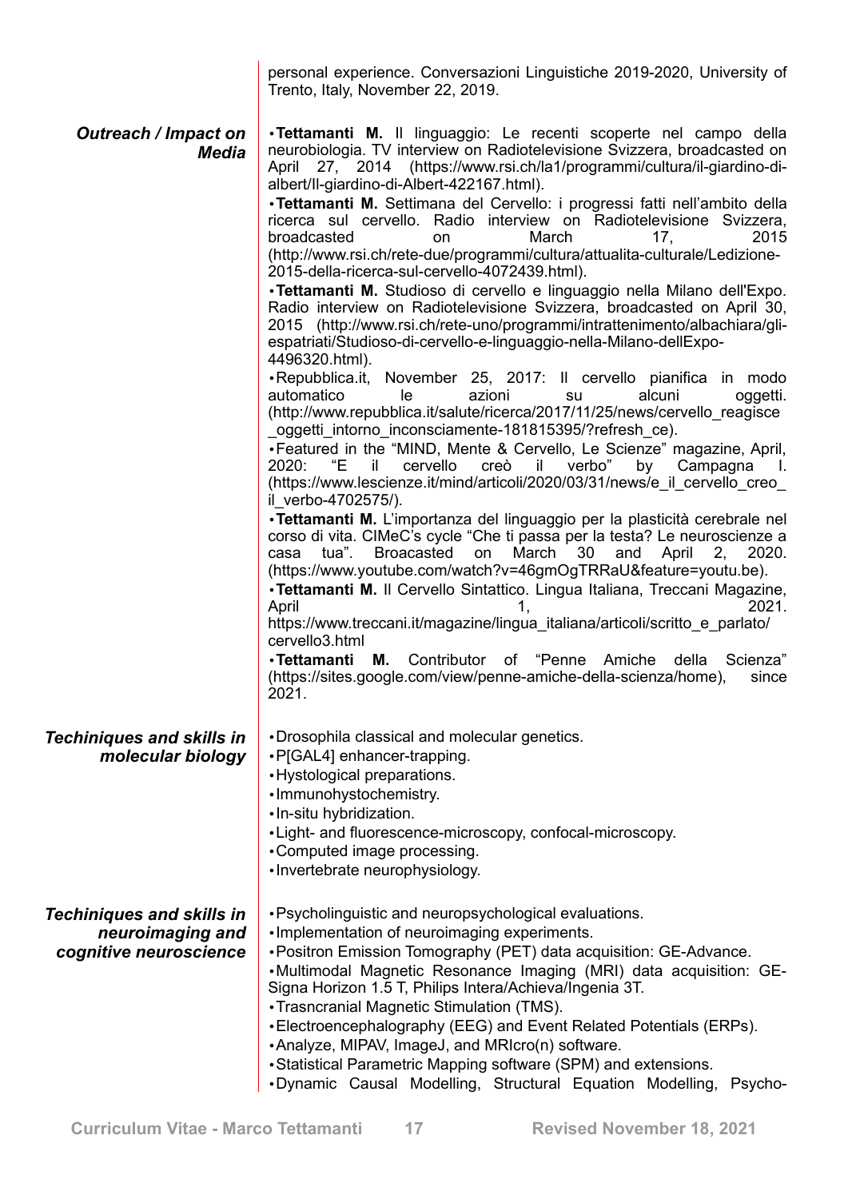personal experience. Conversazioni Linguistiche 2019-2020, University of Trento, Italy, November 22, 2019.

***Outreach / Impact on Media***

- **Tettamanti M.** Il linguaggio: Le recenti scoperte nel campo della neurobiologia. TV interview on Radiotelevisione Svizzera, broadcasted on April 27, 2014 (https://www.rsi.ch/la1/programmi/cultura/il-giardino-di-albert/Il-giardino-di-Albert-422167.html).
- **Tettamanti M.** Settimana del Cervello: i progressi fatti nell'ambito della ricerca sul cervello. Radio interview on Radiotelevisione Svizzera, broadcasted on March 17, 2015 (http://www.rsi.ch/rete-due/programmi/cultura/attualita-culturale/Ledizione-2015-della-ricerca-sul-cervello-4072439.html).
- **Tettamanti M.** Studioso di cervello e linguaggio nella Milano dell'Expo. Radio interview on Radiotelevisione Svizzera, broadcasted on April 30, 2015 (http://www.rsi.ch/rete-uno/programmi/intrattenimento/albachiara/gli-espatriati/Studioso-di-cervello-e-linguaggio-nella-Milano-dellExpo-4496320.html).
- Repubblica.it, November 25, 2017: Il cervello pianifica in modo automatico le azioni su alcuni oggetti. (http://www.repubblica.it/salute/ricerca/2017/11/25/news/cervello_reagisce_oggetti_intorno_inconsciamente-181815395/?refresh_ce).
- Featured in the "MIND, Mente & Cervello, Le Scienze" magazine, April, 2020: "E il cervello creò il verbo" by Campagna I. (https://www.lescienze.it/mind/articoli/2020/03/31/news/e_il_cervello_creo_il_verbo-4702575/).
- **Tettamanti M.** L'importanza del linguaggio per la plasticità cerebrale nel corso di vita. CIMeC's cycle "Che ti passa per la testa? Le neuroscienze a casa tua". Broacasted on March 30 and April 2, 2020. (https://www.youtube.com/watch?v=46gmOgTRRaU&feature=youtu.be).
- **Tettamanti M.** Il Cervello Sintattico. Lingua Italiana, Treccani Magazine, April 1, 2021. https://www.treccani.it/magazine/lingua_italiana/articoli/scritto_e_parlato/cervello3.html
- **Tettamanti M.** Contributor of "Penne Amiche della Scienza" (https://sites.google.com/view/penne-amiche-della-scienza/home), since 2021.

***Techiniques and skills in molecular biology***

- Drosophila classical and molecular genetics.
- P[GAL4] enhancer-trapping.
- Hystological preparations.
- Immunohystochemistry.
- In-situ hybridization.
- Light- and fluorescence-microscopy, confocal-microscopy.
- Computed image processing.
- Invertebrate neurophysiology.

***Techiniques and skills in neuroimaging and cognitive neuroscience***

- Psycholinguistic and neuropsychological evaluations.
- Implementation of neuroimaging experiments.
- Positron Emission Tomography (PET) data acquisition: GE-Advance.
- Multimodal Magnetic Resonance Imaging (MRI) data acquisition: GE-Signa Horizon 1.5 T, Philips Intera/Achieva/Ingenia 3T.
- Trasncranial Magnetic Stimulation (TMS).
- Electroencephalography (EEG) and Event Related Potentials (ERPs).
- Analyze, MIPAV, ImageJ, and MRIcro(n) software.
- Statistical Parametric Mapping software (SPM) and extensions.
- Dynamic Causal Modelling, Structural Equation Modelling, Psycho-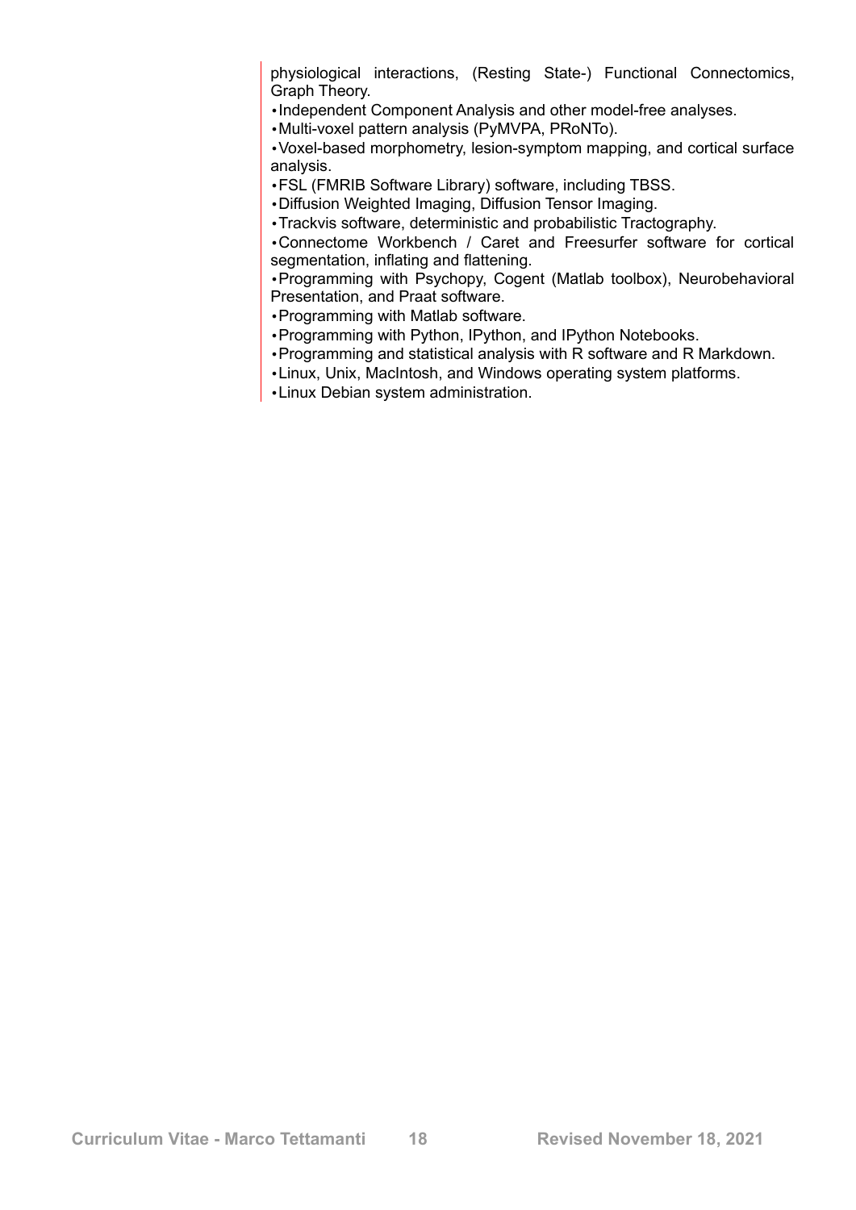physiological interactions, (Resting State-) Functional Connectomics, Graph Theory.

- Independent Component Analysis and other model-free analyses.
- Multi-voxel pattern analysis (PyMVPA, PRoNTo).
- Voxel-based morphometry, lesion-symptom mapping, and cortical surface analysis.
- FSL (FMRIB Software Library) software, including TBSS.
- Diffusion Weighted Imaging, Diffusion Tensor Imaging.
- Trackvis software, deterministic and probabilistic Tractography.
- Connectome Workbench / Caret and Freesurfer software for cortical segmentation, inflating and flattening.
- Programming with Psychopy, Cogent (Matlab toolbox), Neurobehavioral Presentation, and Praat software.
- Programming with Matlab software.
- Programming with Python, IPython, and IPython Notebooks.
- Programming and statistical analysis with R software and R Markdown.
- Linux, Unix, MacIntosh, and Windows operating system platforms.
- Linux Debian system administration.